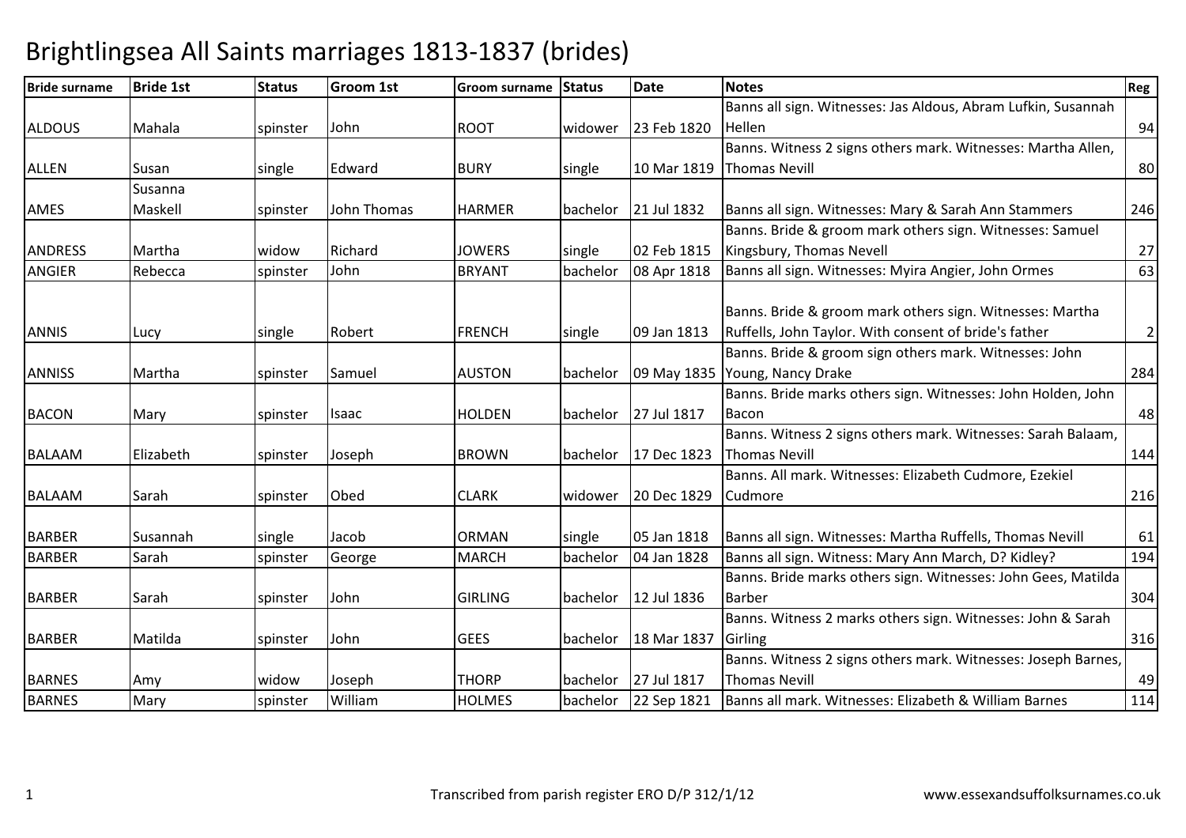# Brightlingsea All Saints marriages 1813-1837 (brides)

| Bride surname | Bride 1st | Status | Groom 1st | Groom surname | Status | Date | Notes | Reg |
|---|---|---|---|---|---|---|---|---|
| ALDOUS | Mahala | spinster | John | ROOT | widower | 23 Feb 1820 | Banns all sign. Witnesses: Jas Aldous, Abram Lufkin, Susannah Hellen | 94 |
| ALLEN | Susan | single | Edward | BURY | single | 10 Mar 1819 | Banns. Witness 2 signs others mark. Witnesses: Martha Allen, Thomas Nevill | 80 |
| AMES | Susanna Maskell | spinster | John Thomas | HARMER | bachelor | 21 Jul 1832 | Banns all sign. Witnesses: Mary & Sarah Ann Stammers | 246 |
| ANDRESS | Martha | widow | Richard | JOWERS | single | 02 Feb 1815 | Banns. Bride & groom mark others sign. Witnesses: Samuel Kingsbury, Thomas Nevell | 27 |
| ANGIER | Rebecca | spinster | John | BRYANT | bachelor | 08 Apr 1818 | Banns all sign. Witnesses: Myira Angier, John Ormes | 63 |
| ANNIS | Lucy | single | Robert | FRENCH | single | 09 Jan 1813 | Banns. Bride & groom mark others sign. Witnesses: Martha Ruffells, John Taylor. With consent of bride's father | 2 |
| ANNISS | Martha | spinster | Samuel | AUSTON | bachelor | 09 May 1835 | Banns. Bride & groom sign others mark. Witnesses: John Young, Nancy Drake | 284 |
| BACON | Mary | spinster | Isaac | HOLDEN | bachelor | 27 Jul 1817 | Banns. Bride marks others sign. Witnesses: John Holden, John Bacon | 48 |
| BALAAM | Elizabeth | spinster | Joseph | BROWN | bachelor | 17 Dec 1823 | Banns. Witness 2 signs others mark. Witnesses: Sarah Balaam, Thomas Nevill | 144 |
| BALAAM | Sarah | spinster | Obed | CLARK | widower | 20 Dec 1829 | Banns. All mark. Witnesses: Elizabeth Cudmore, Ezekiel Cudmore | 216 |
| BARBER | Susannah | single | Jacob | ORMAN | single | 05 Jan 1818 | Banns all sign. Witnesses: Martha Ruffells, Thomas Nevill | 61 |
| BARBER | Sarah | spinster | George | MARCH | bachelor | 04 Jan 1828 | Banns all sign. Witness: Mary Ann March, D? Kidley? | 194 |
| BARBER | Sarah | spinster | John | GIRLING | bachelor | 12 Jul 1836 | Banns. Bride marks others sign. Witnesses: John Gees, Matilda Barber | 304 |
| BARBER | Matilda | spinster | John | GEES | bachelor | 18 Mar 1837 | Banns. Witness 2 marks others sign. Witnesses: John & Sarah Girling | 316 |
| BARNES | Amy | widow | Joseph | THORP | bachelor | 27 Jul 1817 | Banns. Witness 2 signs others mark. Witnesses: Joseph Barnes, Thomas Nevill | 49 |
| BARNES | Mary | spinster | William | HOLMES | bachelor | 22 Sep 1821 | Banns all mark. Witnesses: Elizabeth & William Barnes | 114 |

Transcribed from parish register ERO D/P 312/1/12 www.essexandsuffolksurnames.co.uk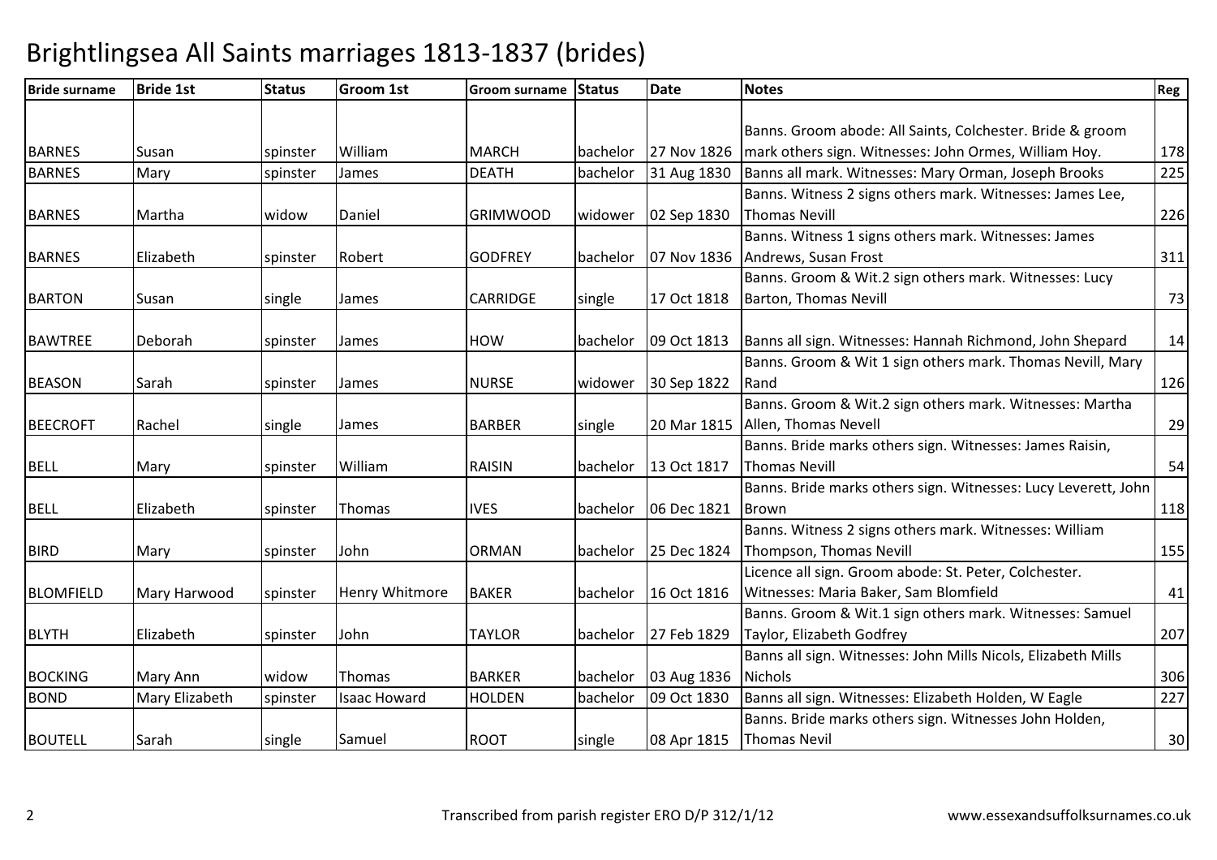# Brightlingsea All Saints marriages 1813-1837 (brides)

| Bride surname | Bride 1st | Status | Groom 1st | Groom surname | Status | Date | Notes | Reg |
|---|---|---|---|---|---|---|---|---|
| BARNES | Susan | spinster | William | MARCH | bachelor | 27 Nov 1826 | Banns. Groom abode: All Saints, Colchester. Bride & groom mark others sign. Witnesses: John Ormes, William Hoy. | 178 |
| BARNES | Mary | spinster | James | DEATH | bachelor | 31 Aug 1830 | Banns all mark. Witnesses: Mary Orman, Joseph Brooks | 225 |
| BARNES | Martha | widow | Daniel | GRIMWOOD | widower | 02 Sep 1830 | Banns. Witness 2 signs others mark. Witnesses: James Lee, Thomas Nevill | 226 |
| BARNES | Elizabeth | spinster | Robert | GODFREY | bachelor | 07 Nov 1836 | Banns. Witness 1 signs others mark. Witnesses: James Andrews, Susan Frost | 311 |
| BARTON | Susan | single | James | CARRIDGE | single | 17 Oct 1818 | Banns. Groom & Wit.2 sign others mark. Witnesses: Lucy Barton, Thomas Nevill | 73 |
| BAWTREE | Deborah | spinster | James | HOW | bachelor | 09 Oct 1813 | Banns all sign. Witnesses: Hannah Richmond, John Shepard | 14 |
| BEASON | Sarah | spinster | James | NURSE | widower | 30 Sep 1822 | Banns. Groom & Wit 1 sign others mark. Thomas Nevill, Mary Rand | 126 |
| BEECROFT | Rachel | single | James | BARBER | single | 20 Mar 1815 | Banns. Groom & Wit.2 sign others mark. Witnesses: Martha Allen, Thomas Nevell | 29 |
| BELL | Mary | spinster | William | RAISIN | bachelor | 13 Oct 1817 | Banns. Bride marks others sign. Witnesses: James Raisin, Thomas Nevill | 54 |
| BELL | Elizabeth | spinster | Thomas | IVES | bachelor | 06 Dec 1821 | Banns. Bride marks others sign. Witnesses: Lucy Leverett, John Brown | 118 |
| BIRD | Mary | spinster | John | ORMAN | bachelor | 25 Dec 1824 | Banns. Witness 2 signs others mark. Witnesses: William Thompson, Thomas Nevill | 155 |
| BLOMFIELD | Mary Harwood | spinster | Henry Whitmore | BAKER | bachelor | 16 Oct 1816 | Licence all sign. Groom abode: St. Peter, Colchester. Witnesses: Maria Baker, Sam Blomfield | 41 |
| BLYTH | Elizabeth | spinster | John | TAYLOR | bachelor | 27 Feb 1829 | Banns. Groom & Wit.1 sign others mark. Witnesses: Samuel Taylor, Elizabeth Godfrey | 207 |
| BOCKING | Mary Ann | widow | Thomas | BARKER | bachelor | 03 Aug 1836 | Banns all sign. Witnesses: John Mills Nicols, Elizabeth Mills Nichols | 306 |
| BOND | Mary Elizabeth | spinster | Isaac Howard | HOLDEN | bachelor | 09 Oct 1830 | Banns all sign. Witnesses: Elizabeth Holden, W Eagle | 227 |
| BOUTELL | Sarah | single | Samuel | ROOT | single | 08 Apr 1815 | Banns. Bride marks others sign. Witnesses John Holden, Thomas Nevil | 30 |

Transcribed from parish register ERO D/P 312/1/12 www.essexandsuffolksurnames.co.uk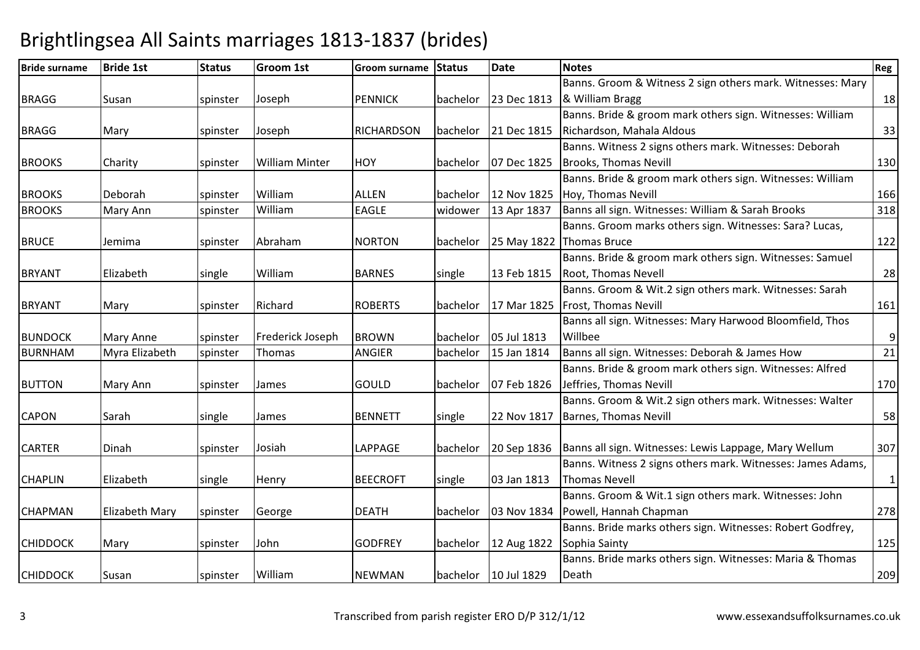# Brightlingsea All Saints marriages 1813-1837 (brides)

| Bride surname | Bride 1st | Status | Groom 1st | Groom surname | Status | Date | Notes | Reg |
|---|---|---|---|---|---|---|---|---|
| BRAGG | Susan | spinster | Joseph | PENNICK | bachelor | 23 Dec 1813 | Banns. Groom & Witness 2 sign others mark. Witnesses: Mary & William Bragg | 18 |
| BRAGG | Mary | spinster | Joseph | RICHARDSON | bachelor | 21 Dec 1815 | Banns. Bride & groom mark others sign. Witnesses: William Richardson, Mahala Aldous | 33 |
| BROOKS | Charity | spinster | William Minter | HOY | bachelor | 07 Dec 1825 | Banns. Witness 2 signs others mark. Witnesses: Deborah Brooks, Thomas Nevill | 130 |
| BROOKS | Deborah | spinster | William | ALLEN | bachelor | 12 Nov 1825 | Banns. Bride & groom mark others sign. Witnesses: William Hoy, Thomas Nevill | 166 |
| BROOKS | Mary Ann | spinster | William | EAGLE | widower | 13 Apr 1837 | Banns all sign. Witnesses: William & Sarah Brooks | 318 |
| BRUCE | Jemima | spinster | Abraham | NORTON | bachelor | 25 May 1822 | Banns. Groom marks others sign. Witnesses: Sara? Lucas, Thomas Bruce | 122 |
| BRYANT | Elizabeth | single | William | BARNES | single | 13 Feb 1815 | Banns. Bride & groom mark others sign. Witnesses: Samuel Root, Thomas Nevell | 28 |
| BRYANT | Mary | spinster | Richard | ROBERTS | bachelor | 17 Mar 1825 | Banns. Groom & Wit.2 sign others mark. Witnesses: Sarah Frost, Thomas Nevill | 161 |
| BUNDOCK | Mary Anne | spinster | Frederick Joseph | BROWN | bachelor | 05 Jul 1813 | Banns all sign. Witnesses: Mary Harwood Bloomfield, Thos Willbee | 9 |
| BURNHAM | Myra Elizabeth | spinster | Thomas | ANGIER | bachelor | 15 Jan 1814 | Banns all sign. Witnesses: Deborah & James How | 21 |
| BUTTON | Mary Ann | spinster | James | GOULD | bachelor | 07 Feb 1826 | Banns. Bride & groom mark others sign. Witnesses: Alfred Jeffries, Thomas Nevill | 170 |
| CAPON | Sarah | single | James | BENNETT | single | 22 Nov 1817 | Banns. Groom & Wit.2 sign others mark. Witnesses: Walter Barnes, Thomas Nevill | 58 |
| CARTER | Dinah | spinster | Josiah | LAPPAGE | bachelor | 20 Sep 1836 | Banns all sign. Witnesses: Lewis Lappage, Mary Wellum | 307 |
| CHAPLIN | Elizabeth | single | Henry | BEECROFT | single | 03 Jan 1813 | Banns. Witness 2 signs others mark. Witnesses: James Adams, Thomas Nevell | 1 |
| CHAPMAN | Elizabeth Mary | spinster | George | DEATH | bachelor | 03 Nov 1834 | Banns. Groom & Wit.1 sign others mark. Witnesses: John Powell, Hannah Chapman | 278 |
| CHIDDOCK | Mary | spinster | John | GODFREY | bachelor | 12 Aug 1822 | Banns. Bride marks others sign. Witnesses: Robert Godfrey, Sophia Sainty | 125 |
| CHIDDOCK | Susan | spinster | William | NEWMAN | bachelor | 10 Jul 1829 | Banns. Bride marks others sign. Witnesses: Maria & Thomas Death | 209 |

Transcribed from parish register ERO D/P 312/1/12 www.essexandsuffolksurnames.co.uk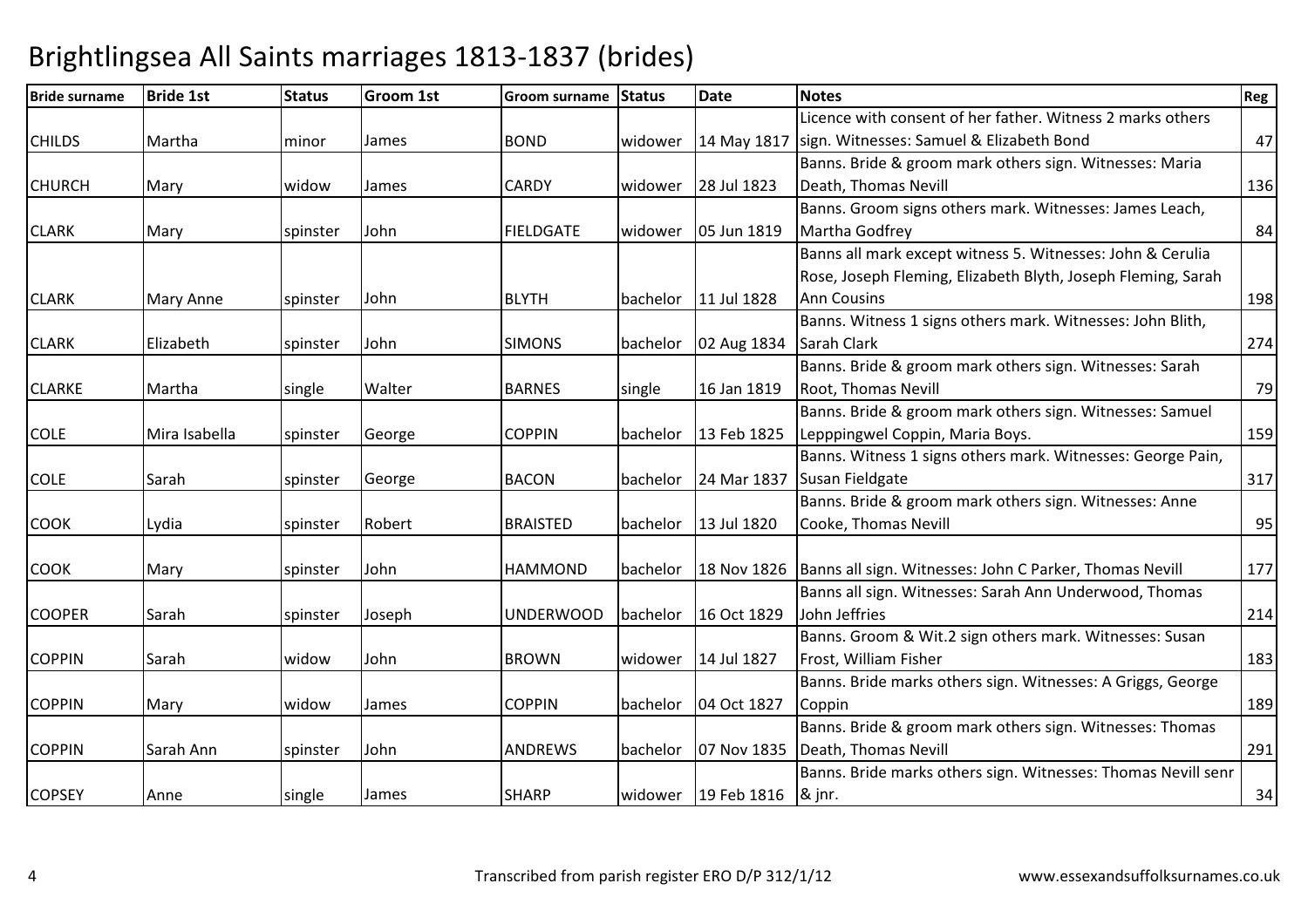# Brightlingsea All Saints marriages 1813-1837 (brides)

| Bride surname | Bride 1st | Status | Groom 1st | Groom surname | Status | Date | Notes | Reg |
|---|---|---|---|---|---|---|---|---|
| CHILDS | Martha | minor | James | BOND | widower | 14 May 1817 | Licence with consent of her father. Witness 2 marks others sign. Witnesses: Samuel & Elizabeth Bond | 47 |
| CHURCH | Mary | widow | James | CARDY | widower | 28 Jul 1823 | Banns. Bride & groom mark others sign. Witnesses: Maria Death, Thomas Nevill | 136 |
| CLARK | Mary | spinster | John | FIELDGATE | widower | 05 Jun 1819 | Banns. Groom signs others mark. Witnesses: James Leach, Martha Godfrey | 84 |
| CLARK | Mary Anne | spinster | John | BLYTH | bachelor | 11 Jul 1828 | Banns all mark except witness 5. Witnesses: John & Cerulia Rose, Joseph Fleming, Elizabeth Blyth, Joseph Fleming, Sarah Ann Cousins | 198 |
| CLARK | Elizabeth | spinster | John | SIMONS | bachelor | 02 Aug 1834 | Banns. Witness 1 signs others mark. Witnesses: John Blith, Sarah Clark | 274 |
| CLARKE | Martha | single | Walter | BARNES | single | 16 Jan 1819 | Banns. Bride & groom mark others sign. Witnesses: Sarah Root, Thomas Nevill | 79 |
| COLE | Mira Isabella | spinster | George | COPPIN | bachelor | 13 Feb 1825 | Banns. Bride & groom mark others sign. Witnesses: Samuel Lepppingwel Coppin, Maria Boys. | 159 |
| COLE | Sarah | spinster | George | BACON | bachelor | 24 Mar 1837 | Banns. Witness 1 signs others mark. Witnesses: George Pain, Susan Fieldgate | 317 |
| COOK | Lydia | spinster | Robert | BRAISTED | bachelor | 13 Jul 1820 | Banns. Bride & groom mark others sign. Witnesses: Anne Cooke, Thomas Nevill | 95 |
| COOK | Mary | spinster | John | HAMMOND | bachelor | 18 Nov 1826 | Banns all sign. Witnesses: John C Parker, Thomas Nevill | 177 |
| COOPER | Sarah | spinster | Joseph | UNDERWOOD | bachelor | 16 Oct 1829 | Banns all sign. Witnesses: Sarah Ann Underwood, Thomas John Jeffries | 214 |
| COPPIN | Sarah | widow | John | BROWN | widower | 14 Jul 1827 | Banns. Groom & Wit.2 sign others mark. Witnesses: Susan Frost, William Fisher | 183 |
| COPPIN | Mary | widow | James | COPPIN | bachelor | 04 Oct 1827 | Banns. Bride marks others sign. Witnesses: A Griggs, George Coppin | 189 |
| COPPIN | Sarah Ann | spinster | John | ANDREWS | bachelor | 07 Nov 1835 | Banns. Bride & groom mark others sign. Witnesses: Thomas Death, Thomas Nevill | 291 |
| COPSEY | Anne | single | James | SHARP | widower | 19 Feb 1816 | Banns. Bride marks others sign. Witnesses: Thomas Nevill senr & jnr. | 34 |

Transcribed from parish register ERO D/P 312/1/12 www.essexandsuffolksurnames.co.uk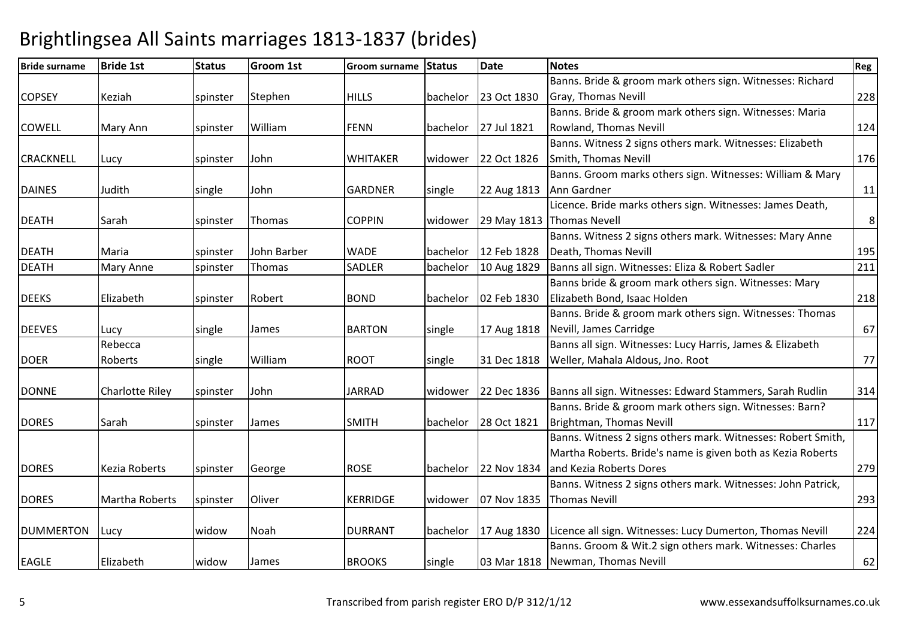# Brightlingsea All Saints marriages 1813-1837 (brides)

| Bride surname | Bride 1st | Status | Groom 1st | Groom surname | Status | Date | Notes | Reg |
|---|---|---|---|---|---|---|---|---|
| COPSEY | Keziah | spinster | Stephen | HILLS | bachelor | 23 Oct 1830 | Banns. Bride & groom mark others sign. Witnesses: Richard Gray, Thomas Nevill | 228 |
| COWELL | Mary Ann | spinster | William | FENN | bachelor | 27 Jul 1821 | Banns. Bride & groom mark others sign. Witnesses: Maria Rowland, Thomas Nevill | 124 |
| CRACKNELL | Lucy | spinster | John | WHITAKER | widower | 22 Oct 1826 | Banns. Witness 2 signs others mark. Witnesses: Elizabeth Smith, Thomas Nevill | 176 |
| DAINES | Judith | single | John | GARDNER | single | 22 Aug 1813 | Banns. Groom marks others sign. Witnesses: William & Mary Ann Gardner | 11 |
| DEATH | Sarah | spinster | Thomas | COPPIN | widower | 29 May 1813 | Licence. Bride marks others sign. Witnesses: James Death, Thomas Nevell | 8 |
| DEATH | Maria | spinster | John Barber | WADE | bachelor | 12 Feb 1828 | Banns. Witness 2 signs others mark. Witnesses: Mary Anne Death, Thomas Nevill | 195 |
| DEATH | Mary Anne | spinster | Thomas | SADLER | bachelor | 10 Aug 1829 | Banns all sign. Witnesses: Eliza & Robert Sadler | 211 |
| DEEKS | Elizabeth | spinster | Robert | BOND | bachelor | 02 Feb 1830 | Banns bride & groom mark others sign. Witnesses: Mary Elizabeth Bond, Isaac Holden | 218 |
| DEEVES | Lucy | single | James | BARTON | single | 17 Aug 1818 | Banns. Bride & groom mark others sign. Witnesses: Thomas Nevill, James Carridge | 67 |
| DOER | Rebecca Roberts | single | William | ROOT | single | 31 Dec 1818 | Banns all sign. Witnesses: Lucy Harris, James & Elizabeth Weller, Mahala Aldous, Jno. Root | 77 |
| DONNE | Charlotte Riley | spinster | John | JARRAD | widower | 22 Dec 1836 | Banns all sign. Witnesses: Edward Stammers, Sarah Rudlin | 314 |
| DORES | Sarah | spinster | James | SMITH | bachelor | 28 Oct 1821 | Banns. Bride & groom mark others sign. Witnesses: Barn? Brightman, Thomas Nevill | 117 |
| DORES | Kezia Roberts | spinster | George | ROSE | bachelor | 22 Nov 1834 | Banns. Witness 2 signs others mark. Witnesses: Robert Smith, Martha Roberts. Bride's name is given both as Kezia Roberts and Kezia Roberts Dores | 279 |
| DORES | Martha Roberts | spinster | Oliver | KERRIDGE | widower | 07 Nov 1835 | Banns. Witness 2 signs others mark. Witnesses: John Patrick, Thomas Nevill | 293 |
| DUMMERTON | Lucy | widow | Noah | DURRANT | bachelor | 17 Aug 1830 | Licence all sign. Witnesses: Lucy Dumerton, Thomas Nevill | 224 |
| EAGLE | Elizabeth | widow | James | BROOKS | single | 03 Mar 1818 | Banns. Groom & Wit.2 sign others mark. Witnesses: Charles Newman, Thomas Nevill | 62 |

Transcribed from parish register ERO D/P 312/1/12

www.essexandsuffolksurnames.co.uk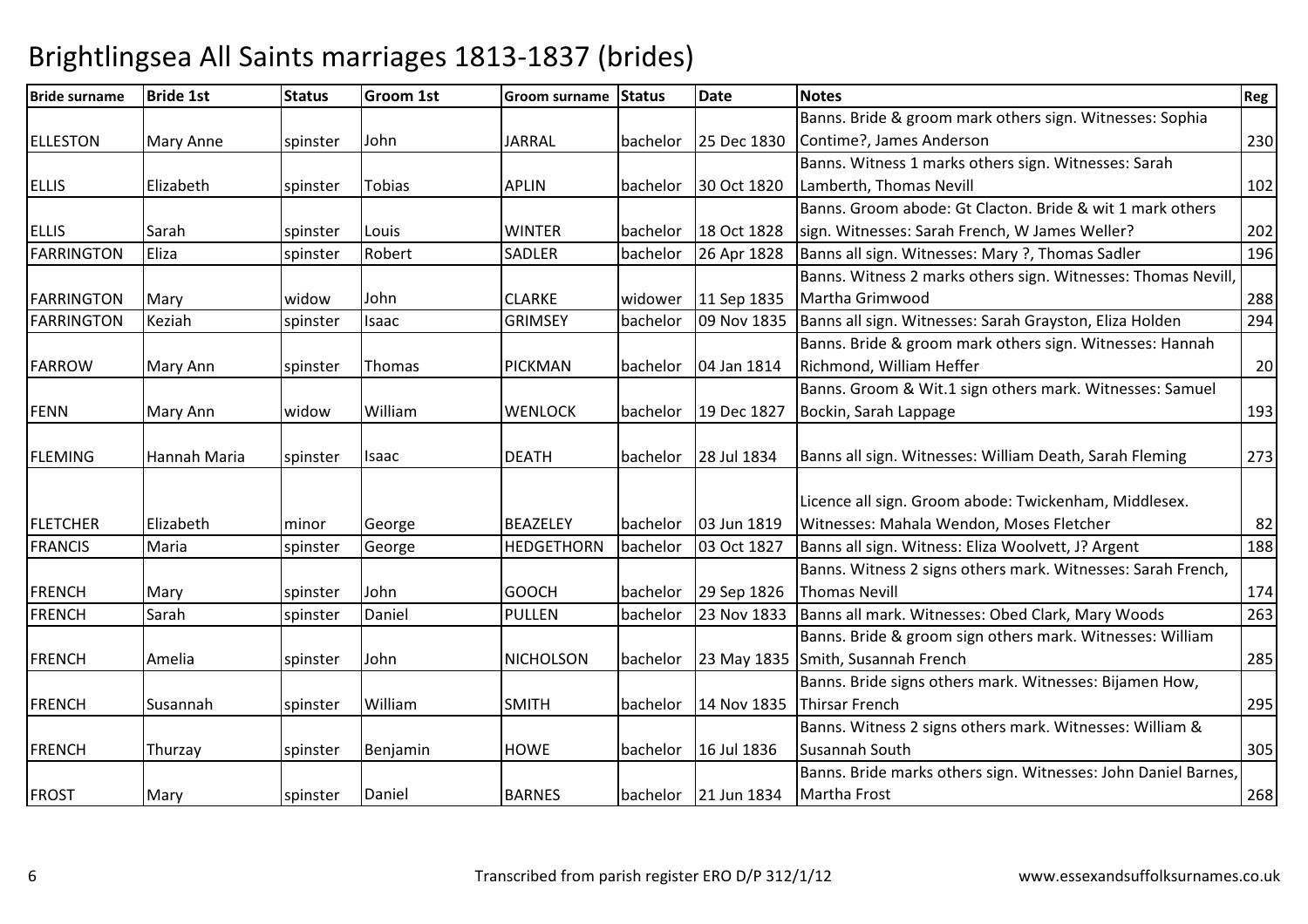# Brightlingsea All Saints marriages 1813-1837 (brides)

| Bride surname | Bride 1st | Status | Groom 1st | Groom surname | Status | Date | Notes | Reg |
|---|---|---|---|---|---|---|---|---|
| ELLESTON | Mary Anne | spinster | John | JARRAL | bachelor | 25 Dec 1830 | Banns. Bride & groom mark others sign. Witnesses: Sophia Contime?, James Anderson | 230 |
| ELLIS | Elizabeth | spinster | Tobias | APLIN | bachelor | 30 Oct 1820 | Banns. Witness 1 marks others sign. Witnesses: Sarah Lamberth, Thomas Nevill | 102 |
| ELLIS | Sarah | spinster | Louis | WINTER | bachelor | 18 Oct 1828 | Banns. Groom abode: Gt Clacton. Bride & wit 1 mark others sign. Witnesses: Sarah French, W James Weller? | 202 |
| FARRINGTON | Eliza | spinster | Robert | SADLER | bachelor | 26 Apr 1828 | Banns all sign. Witnesses: Mary ?, Thomas Sadler | 196 |
| FARRINGTON | Mary | widow | John | CLARKE | widower | 11 Sep 1835 | Banns. Witness 2 marks others sign. Witnesses: Thomas Nevill, Martha Grimwood | 288 |
| FARRINGTON | Keziah | spinster | Isaac | GRIMSEY | bachelor | 09 Nov 1835 | Banns all sign. Witnesses: Sarah Grayston, Eliza Holden | 294 |
| FARROW | Mary Ann | spinster | Thomas | PICKMAN | bachelor | 04 Jan 1814 | Banns. Bride & groom mark others sign. Witnesses: Hannah Richmond, William Heffer | 20 |
| FENN | Mary Ann | widow | William | WENLOCK | bachelor | 19 Dec 1827 | Banns. Groom & Wit.1 sign others mark. Witnesses: Samuel Bockin, Sarah Lappage | 193 |
| FLEMING | Hannah Maria | spinster | Isaac | DEATH | bachelor | 28 Jul 1834 | Banns all sign. Witnesses: William Death, Sarah Fleming | 273 |
| FLETCHER | Elizabeth | minor | George | BEAZELEY | bachelor | 03 Jun 1819 | Licence all sign. Groom abode: Twickenham, Middlesex. Witnesses: Mahala Wendon, Moses Fletcher | 82 |
| FRANCIS | Maria | spinster | George | HEDGETHORN | bachelor | 03 Oct 1827 | Banns all sign. Witness: Eliza Woolvett, J? Argent | 188 |
| FRENCH | Mary | spinster | John | GOOCH | bachelor | 29 Sep 1826 | Banns. Witness 2 signs others mark. Witnesses: Sarah French, Thomas Nevill | 174 |
| FRENCH | Sarah | spinster | Daniel | PULLEN | bachelor | 23 Nov 1833 | Banns all mark. Witnesses: Obed Clark, Mary Woods | 263 |
| FRENCH | Amelia | spinster | John | NICHOLSON | bachelor | 23 May 1835 | Banns. Bride & groom sign others mark. Witnesses: William Smith, Susannah French | 285 |
| FRENCH | Susannah | spinster | William | SMITH | bachelor | 14 Nov 1835 | Banns. Bride signs others mark. Witnesses: Bijamen How, Thirsar French | 295 |
| FRENCH | Thurzay | spinster | Benjamin | HOWE | bachelor | 16 Jul 1836 | Banns. Witness 2 signs others mark. Witnesses: William & Susannah South | 305 |
| FROST | Mary | spinster | Daniel | BARNES | bachelor | 21 Jun 1834 | Banns. Bride marks others sign. Witnesses: John Daniel Barnes, Martha Frost | 268 |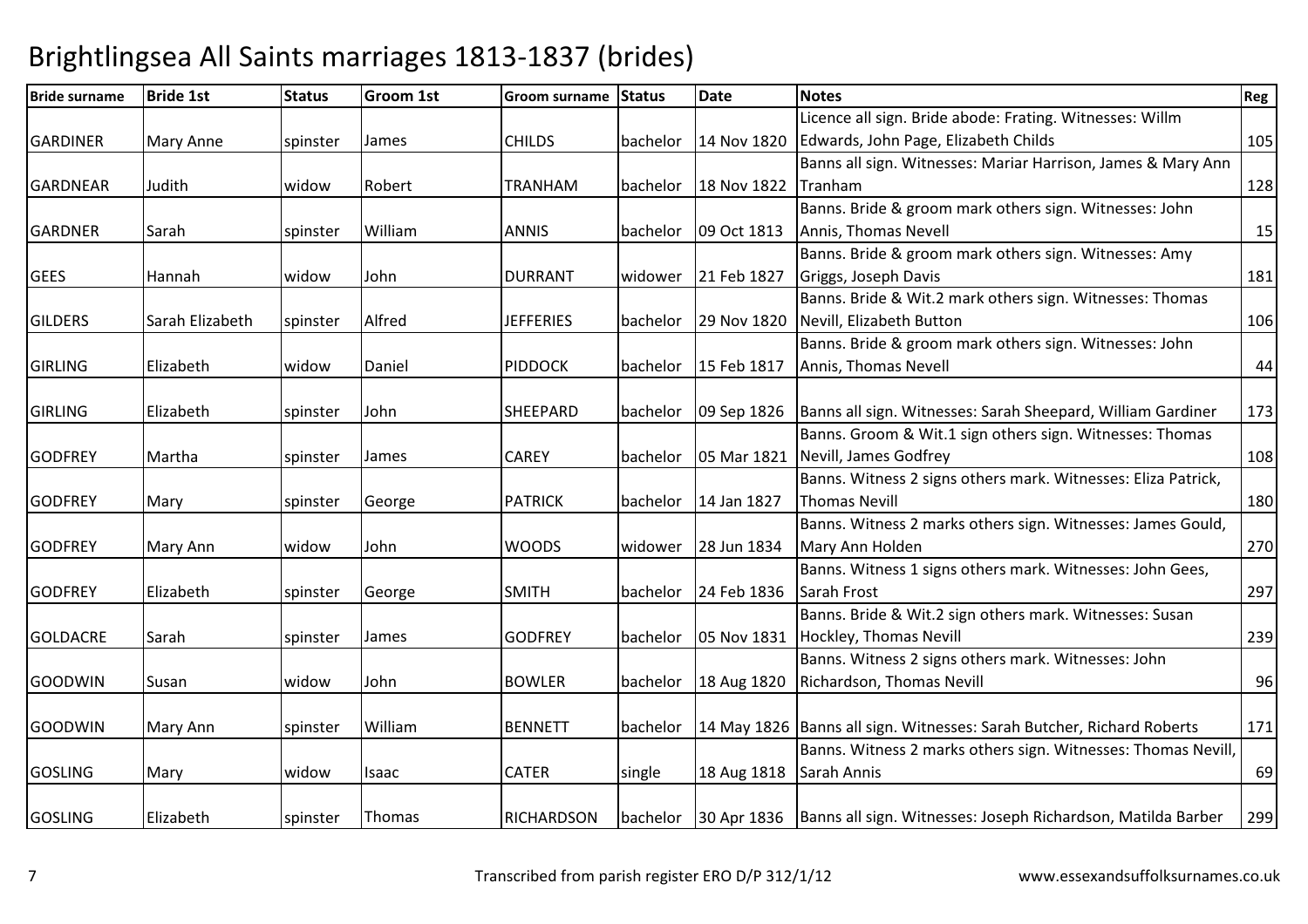# Brightlingsea All Saints marriages 1813-1837 (brides)

| Bride surname | Bride 1st | Status | Groom 1st | Groom surname | Status | Date | Notes | Reg |
|---|---|---|---|---|---|---|---|---|
| GARDINER | Mary Anne | spinster | James | CHILDS | bachelor | 14 Nov 1820 | Licence all sign. Bride abode: Frating. Witnesses: Willm Edwards, John Page, Elizabeth Childs | 105 |
| GARDNEAR | Judith | widow | Robert | TRANHAM | bachelor | 18 Nov 1822 | Banns all sign. Witnesses: Mariar Harrison, James & Mary Ann Tranham | 128 |
| GARDNER | Sarah | spinster | William | ANNIS | bachelor | 09 Oct 1813 | Banns. Bride & groom mark others sign. Witnesses: John Annis, Thomas Nevell | 15 |
| GEES | Hannah | widow | John | DURRANT | widower | 21 Feb 1827 | Banns. Bride & groom mark others sign. Witnesses: Amy Griggs, Joseph Davis | 181 |
| GILDERS | Sarah Elizabeth | spinster | Alfred | JEFFERIES | bachelor | 29 Nov 1820 | Banns. Bride & Wit.2 mark others sign. Witnesses: Thomas Nevill, Elizabeth Button | 106 |
| GIRLING | Elizabeth | widow | Daniel | PIDDOCK | bachelor | 15 Feb 1817 | Banns. Bride & groom mark others sign. Witnesses: John Annis, Thomas Nevell | 44 |
| GIRLING | Elizabeth | spinster | John | SHEEPARD | bachelor | 09 Sep 1826 | Banns all sign. Witnesses: Sarah Sheepard, William Gardiner | 173 |
| GODFREY | Martha | spinster | James | CAREY | bachelor | 05 Mar 1821 | Banns. Groom & Wit.1 sign others sign. Witnesses: Thomas Nevill, James Godfrey | 108 |
| GODFREY | Mary | spinster | George | PATRICK | bachelor | 14 Jan 1827 | Banns. Witness 2 signs others mark. Witnesses: Eliza Patrick, Thomas Nevill | 180 |
| GODFREY | Mary Ann | widow | John | WOODS | widower | 28 Jun 1834 | Banns. Witness 2 marks others sign. Witnesses: James Gould, Mary Ann Holden | 270 |
| GODFREY | Elizabeth | spinster | George | SMITH | bachelor | 24 Feb 1836 | Banns. Witness 1 signs others mark. Witnesses: John Gees, Sarah Frost | 297 |
| GOLDACRE | Sarah | spinster | James | GODFREY | bachelor | 05 Nov 1831 | Banns. Bride & Wit.2 sign others mark. Witnesses: Susan Hockley, Thomas Nevill | 239 |
| GOODWIN | Susan | widow | John | BOWLER | bachelor | 18 Aug 1820 | Banns. Witness 2 signs others mark. Witnesses: John Richardson, Thomas Nevill | 96 |
| GOODWIN | Mary Ann | spinster | William | BENNETT | bachelor | 14 May 1826 | Banns all sign. Witnesses: Sarah Butcher, Richard Roberts | 171 |
| GOSLING | Mary | widow | Isaac | CATER | single | 18 Aug 1818 | Banns. Witness 2 marks others sign. Witnesses: Thomas Nevill, Sarah Annis | 69 |
| GOSLING | Elizabeth | spinster | Thomas | RICHARDSON | bachelor | 30 Apr 1836 | Banns all sign. Witnesses: Joseph Richardson, Matilda Barber | 299 |

Transcribed from parish register ERO D/P 312/1/12 www.essexandsuffolksurnames.co.uk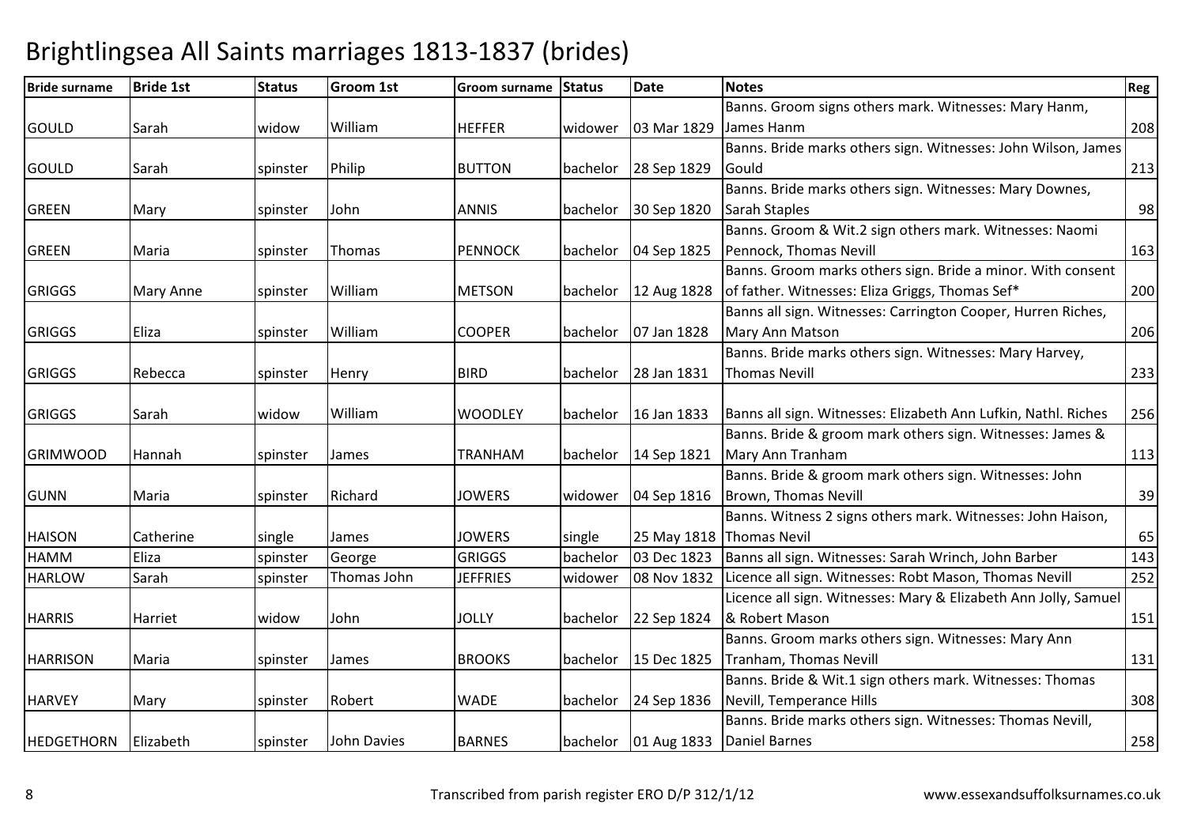# Brightlingsea All Saints marriages 1813-1837 (brides)

| Bride surname | Bride 1st | Status | Groom 1st | Groom surname | Status | Date | Notes | Reg |
|---|---|---|---|---|---|---|---|---|
| GOULD | Sarah | widow | William | HEFFER | widower | 03 Mar 1829 | Banns. Groom signs others mark. Witnesses: Mary Hanm, James Hanm | 208 |
| GOULD | Sarah | spinster | Philip | BUTTON | bachelor | 28 Sep 1829 | Banns. Bride marks others sign. Witnesses: John Wilson, James Gould | 213 |
| GREEN | Mary | spinster | John | ANNIS | bachelor | 30 Sep 1820 | Banns. Bride marks others sign. Witnesses: Mary Downes, Sarah Staples | 98 |
| GREEN | Maria | spinster | Thomas | PENNOCK | bachelor | 04 Sep 1825 | Banns. Groom & Wit.2 sign others mark. Witnesses: Naomi Pennock, Thomas Nevill | 163 |
| GRIGGS | Mary Anne | spinster | William | METSON | bachelor | 12 Aug 1828 | Banns. Groom marks others sign. Bride a minor. With consent of father. Witnesses: Eliza Griggs, Thomas Sef* | 200 |
| GRIGGS | Eliza | spinster | William | COOPER | bachelor | 07 Jan 1828 | Banns all sign. Witnesses: Carrington Cooper, Hurren Riches, Mary Ann Matson | 206 |
| GRIGGS | Rebecca | spinster | Henry | BIRD | bachelor | 28 Jan 1831 | Banns. Bride marks others sign. Witnesses: Mary Harvey, Thomas Nevill | 233 |
| GRIGGS | Sarah | widow | William | WOODLEY | bachelor | 16 Jan 1833 | Banns all sign. Witnesses: Elizabeth Ann Lufkin, Nathl. Riches | 256 |
| GRIMWOOD | Hannah | spinster | James | TRANHAM | bachelor | 14 Sep 1821 | Banns. Bride & groom mark others sign. Witnesses: James & Mary Ann Tranham | 113 |
| GUNN | Maria | spinster | Richard | JOWERS | widower | 04 Sep 1816 | Banns. Bride & groom mark others sign. Witnesses: John Brown, Thomas Nevill | 39 |
| HAISON | Catherine | single | James | JOWERS | single | 25 May 1818 | Banns. Witness 2 signs others mark. Witnesses: John Haison, Thomas Nevil | 65 |
| HAMM | Eliza | spinster | George | GRIGGS | bachelor | 03 Dec 1823 | Banns all sign. Witnesses: Sarah Wrinch, John Barber | 143 |
| HARLOW | Sarah | spinster | Thomas John | JEFFRIES | widower | 08 Nov 1832 | Licence all sign. Witnesses: Robt Mason, Thomas Nevill | 252 |
| HARRIS | Harriet | widow | John | JOLLY | bachelor | 22 Sep 1824 | Licence all sign. Witnesses: Mary & Elizabeth Ann Jolly, Samuel & Robert Mason | 151 |
| HARRISON | Maria | spinster | James | BROOKS | bachelor | 15 Dec 1825 | Banns. Groom marks others sign. Witnesses: Mary Ann Tranham, Thomas Nevill | 131 |
| HARVEY | Mary | spinster | Robert | WADE | bachelor | 24 Sep 1836 | Banns. Bride & Wit.1 sign others mark. Witnesses: Thomas Nevill, Temperance Hills | 308 |
| HEDGETHORN | Elizabeth | spinster | John Davies | BARNES | bachelor | 01 Aug 1833 | Banns. Bride marks others sign. Witnesses: Thomas Nevill, Daniel Barnes | 258 |

Transcribed from parish register ERO D/P 312/1/12 www.essexandsuffolksurnames.co.uk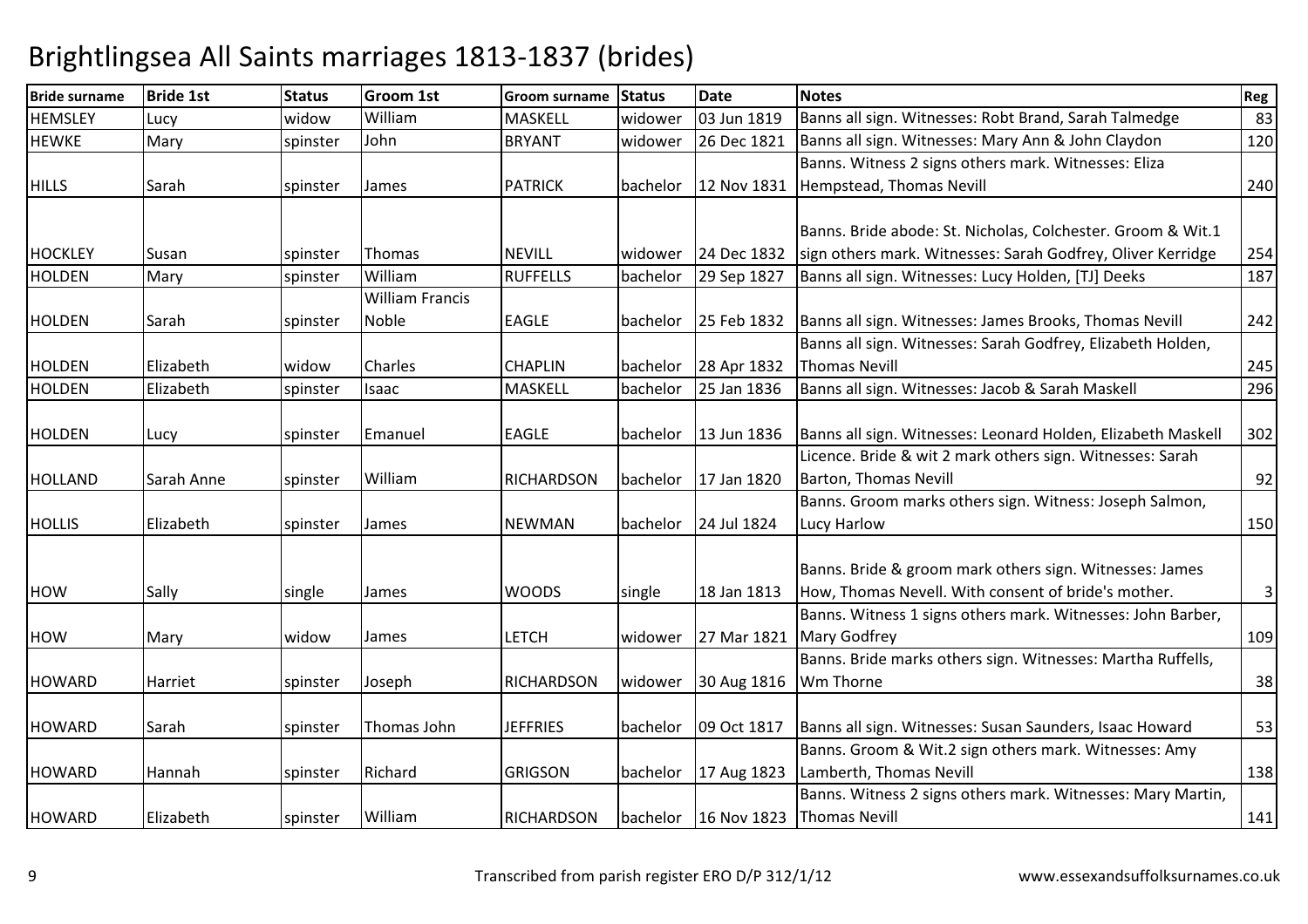# Brightlingsea All Saints marriages 1813-1837 (brides)

| Bride surname | Bride 1st | Status | Groom 1st | Groom surname | Status | Date | Notes | Reg |
|---|---|---|---|---|---|---|---|---|
| HEMSLEY | Lucy | widow | William | MASKELL | widower | 03 Jun 1819 | Banns all sign. Witnesses: Robt Brand, Sarah Talmedge | 83 |
| HEWKE | Mary | spinster | John | BRYANT | widower | 26 Dec 1821 | Banns all sign. Witnesses: Mary Ann & John Claydon | 120 |
| HILLS | Sarah | spinster | James | PATRICK | bachelor | 12 Nov 1831 | Banns. Witness 2 signs others mark. Witnesses: Eliza Hempstead, Thomas Nevill | 240 |
| HOCKLEY | Susan | spinster | Thomas | NEVILL | widower | 24 Dec 1832 | Banns. Bride abode: St. Nicholas, Colchester. Groom & Wit.1 sign others mark. Witnesses: Sarah Godfrey, Oliver Kerridge | 254 |
| HOLDEN | Mary | spinster | William | RUFFELLS | bachelor | 29 Sep 1827 | Banns all sign. Witnesses: Lucy Holden, [TJ] Deeks | 187 |
| HOLDEN | Sarah | spinster | William Francis Noble | EAGLE | bachelor | 25 Feb 1832 | Banns all sign. Witnesses: James Brooks, Thomas Nevill | 242 |
| HOLDEN | Elizabeth | widow | Charles | CHAPLIN | bachelor | 28 Apr 1832 | Banns all sign. Witnesses: Sarah Godfrey, Elizabeth Holden, Thomas Nevill | 245 |
| HOLDEN | Elizabeth | spinster | Isaac | MASKELL | bachelor | 25 Jan 1836 | Banns all sign. Witnesses: Jacob & Sarah Maskell | 296 |
| HOLDEN | Lucy | spinster | Emanuel | EAGLE | bachelor | 13 Jun 1836 | Banns all sign. Witnesses: Leonard Holden, Elizabeth Maskell | 302 |
| HOLLAND | Sarah Anne | spinster | William | RICHARDSON | bachelor | 17 Jan 1820 | Licence. Bride & wit 2 mark others sign. Witnesses: Sarah Barton, Thomas Nevill | 92 |
| HOLLIS | Elizabeth | spinster | James | NEWMAN | bachelor | 24 Jul 1824 | Banns. Groom marks others sign. Witness: Joseph Salmon, Lucy Harlow | 150 |
| HOW | Sally | single | James | WOODS | single | 18 Jan 1813 | Banns. Bride & groom mark others sign. Witnesses: James How, Thomas Nevell. With consent of bride's mother. | 3 |
| HOW | Mary | widow | James | LETCH | widower | 27 Mar 1821 | Banns. Witness 1 signs others mark. Witnesses: John Barber, Mary Godfrey | 109 |
| HOWARD | Harriet | spinster | Joseph | RICHARDSON | widower | 30 Aug 1816 | Banns. Bride marks others sign. Witnesses: Martha Ruffells, Wm Thorne | 38 |
| HOWARD | Sarah | spinster | Thomas John | JEFFRIES | bachelor | 09 Oct 1817 | Banns all sign. Witnesses: Susan Saunders, Isaac Howard | 53 |
| HOWARD | Hannah | spinster | Richard | GRIGSON | bachelor | 17 Aug 1823 | Banns. Groom & Wit.2 sign others mark. Witnesses: Amy Lamberth, Thomas Nevill | 138 |
| HOWARD | Elizabeth | spinster | William | RICHARDSON | bachelor | 16 Nov 1823 | Banns. Witness 2 signs others mark. Witnesses: Mary Martin, Thomas Nevill | 141 |

Transcribed from parish register ERO D/P 312/1/12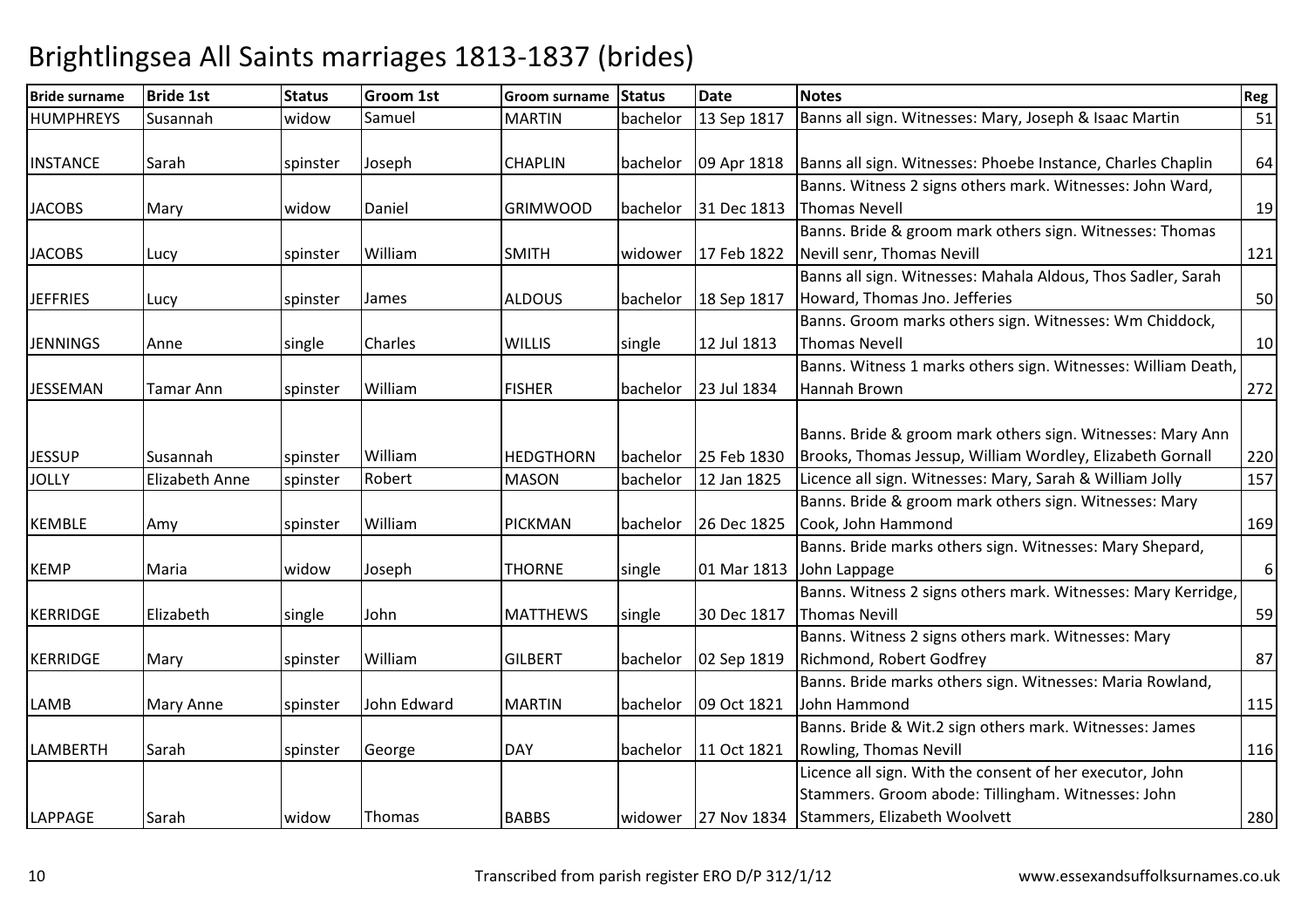# Brightlingsea All Saints marriages 1813-1837 (brides)

| Bride surname | Bride 1st | Status | Groom 1st | Groom surname | Status | Date | Notes | Reg |
|---|---|---|---|---|---|---|---|---|
| HUMPHREYS | Susannah | widow | Samuel | MARTIN | bachelor | 13 Sep 1817 | Banns all sign. Witnesses: Mary, Joseph & Isaac Martin | 51 |
| INSTANCE | Sarah | spinster | Joseph | CHAPLIN | bachelor | 09 Apr 1818 | Banns all sign. Witnesses: Phoebe Instance, Charles Chaplin | 64 |
| JACOBS | Mary | widow | Daniel | GRIMWOOD | bachelor | 31 Dec 1813 | Banns. Witness 2 signs others mark. Witnesses: John Ward, Thomas Nevell | 19 |
| JACOBS | Lucy | spinster | William | SMITH | widower | 17 Feb 1822 | Banns. Bride & groom mark others sign. Witnesses: Thomas Nevill senr, Thomas Nevill | 121 |
| JEFFRIES | Lucy | spinster | James | ALDOUS | bachelor | 18 Sep 1817 | Banns all sign. Witnesses: Mahala Aldous, Thos Sadler, Sarah Howard, Thomas Jno. Jefferies | 50 |
| JENNINGS | Anne | single | Charles | WILLIS | single | 12 Jul 1813 | Banns. Groom marks others sign. Witnesses: Wm Chiddock, Thomas Nevell | 10 |
| JESSEMAN | Tamar Ann | spinster | William | FISHER | bachelor | 23 Jul 1834 | Banns. Witness 1 marks others sign. Witnesses: William Death, Hannah Brown | 272 |
| JESSUP | Susannah | spinster | William | HEDGTHORN | bachelor | 25 Feb 1830 | Banns. Bride & groom mark others sign. Witnesses: Mary Ann Brooks, Thomas Jessup, William Wordley, Elizabeth Gornall | 220 |
| JOLLY | Elizabeth Anne | spinster | Robert | MASON | bachelor | 12 Jan 1825 | Licence all sign. Witnesses: Mary, Sarah & William Jolly | 157 |
| KEMBLE | Amy | spinster | William | PICKMAN | bachelor | 26 Dec 1825 | Banns. Bride & groom mark others sign. Witnesses: Mary Cook, John Hammond | 169 |
| KEMP | Maria | widow | Joseph | THORNE | single | 01 Mar 1813 | Banns. Bride marks others sign. Witnesses: Mary Shepard, John Lappage | 6 |
| KERRIDGE | Elizabeth | single | John | MATTHEWS | single | 30 Dec 1817 | Banns. Witness 2 signs others mark. Witnesses: Mary Kerridge, Thomas Nevill | 59 |
| KERRIDGE | Mary | spinster | William | GILBERT | bachelor | 02 Sep 1819 | Banns. Witness 2 signs others mark. Witnesses: Mary Richmond, Robert Godfrey | 87 |
| LAMB | Mary Anne | spinster | John Edward | MARTIN | bachelor | 09 Oct 1821 | Banns. Bride marks others sign. Witnesses: Maria Rowland, John Hammond | 115 |
| LAMBERTH | Sarah | spinster | George | DAY | bachelor | 11 Oct 1821 | Banns. Bride & Wit.2 sign others mark. Witnesses: James Rowling, Thomas Nevill | 116 |
| LAPPAGE | Sarah | widow | Thomas | BABBS | widower | 27 Nov 1834 | Licence all sign. With the consent of her executor, John Stammers. Groom abode: Tillingham. Witnesses: John Stammers, Elizabeth Woolvett | 280 |

Transcribed from parish register ERO D/P 312/1/12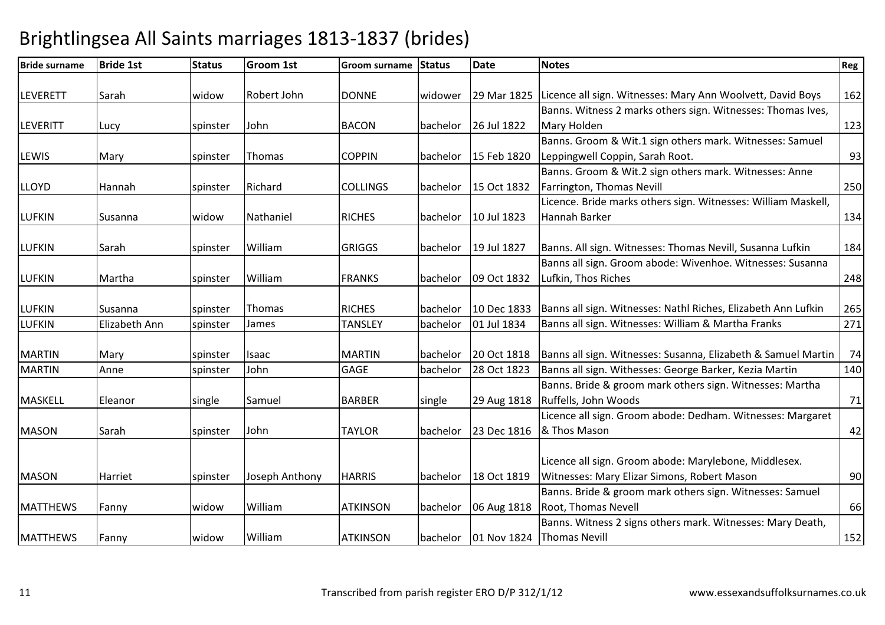# Brightlingsea All Saints marriages 1813-1837 (brides)

| Bride surname | Bride 1st | Status | Groom 1st | Groom surname | Status | Date | Notes | Reg |
|---|---|---|---|---|---|---|---|---|
| LEVERETT | Sarah | widow | Robert John | DONNE | widower | 29 Mar 1825 | Licence all sign. Witnesses: Mary Ann Woolvett, David Boys | 162 |
| LEVERITT | Lucy | spinster | John | BACON | bachelor | 26 Jul 1822 | Banns. Witness 2 marks others sign. Witnesses: Thomas Ives, Mary Holden | 123 |
| LEWIS | Mary | spinster | Thomas | COPPIN | bachelor | 15 Feb 1820 | Banns. Groom & Wit.1 sign others mark. Witnesses: Samuel Leppingwell Coppin, Sarah Root. | 93 |
| LLOYD | Hannah | spinster | Richard | COLLINGS | bachelor | 15 Oct 1832 | Banns. Groom & Wit.2 sign others mark. Witnesses: Anne Farrington, Thomas Nevill | 250 |
| LUFKIN | Susanna | widow | Nathaniel | RICHES | bachelor | 10 Jul 1823 | Licence. Bride marks others sign. Witnesses: William Maskell, Hannah Barker | 134 |
| LUFKIN | Sarah | spinster | William | GRIGGS | bachelor | 19 Jul 1827 | Banns. All sign. Witnesses: Thomas Nevill, Susanna Lufkin | 184 |
| LUFKIN | Martha | spinster | William | FRANKS | bachelor | 09 Oct 1832 | Banns all sign. Groom abode: Wivenhoe. Witnesses: Susanna Lufkin, Thos Riches | 248 |
| LUFKIN | Susanna | spinster | Thomas | RICHES | bachelor | 10 Dec 1833 | Banns all sign. Witnesses: Nathl Riches, Elizabeth Ann Lufkin | 265 |
| LUFKIN | Elizabeth Ann | spinster | James | TANSLEY | bachelor | 01 Jul 1834 | Banns all sign. Witnesses: William & Martha Franks | 271 |
| MARTIN | Mary | spinster | Isaac | MARTIN | bachelor | 20 Oct 1818 | Banns all sign. Witnesses: Susanna, Elizabeth & Samuel Martin | 74 |
| MARTIN | Anne | spinster | John | GAGE | bachelor | 28 Oct 1823 | Banns all sign. Withesses: George Barker, Kezia Martin | 140 |
| MASKELL | Eleanor | single | Samuel | BARBER | single | 29 Aug 1818 | Banns. Bride & groom mark others sign. Witnesses: Martha Ruffells, John Woods | 71 |
| MASON | Sarah | spinster | John | TAYLOR | bachelor | 23 Dec 1816 | Licence all sign. Groom abode: Dedham. Witnesses: Margaret & Thos Mason | 42 |
| MASON | Harriet | spinster | Joseph Anthony | HARRIS | bachelor | 18 Oct 1819 | Licence all sign. Groom abode: Marylebone, Middlesex. Witnesses: Mary Elizar Simons, Robert Mason | 90 |
| MATTHEWS | Fanny | widow | William | ATKINSON | bachelor | 06 Aug 1818 | Banns. Bride & groom mark others sign. Witnesses: Samuel Root, Thomas Nevell | 66 |
| MATTHEWS | Fanny | widow | William | ATKINSON | bachelor | 01 Nov 1824 | Banns. Witness 2 signs others mark. Witnesses: Mary Death, Thomas Nevill | 152 |

Transcribed from parish register ERO D/P 312/1/12 www.essexandsuffolksurnames.co.uk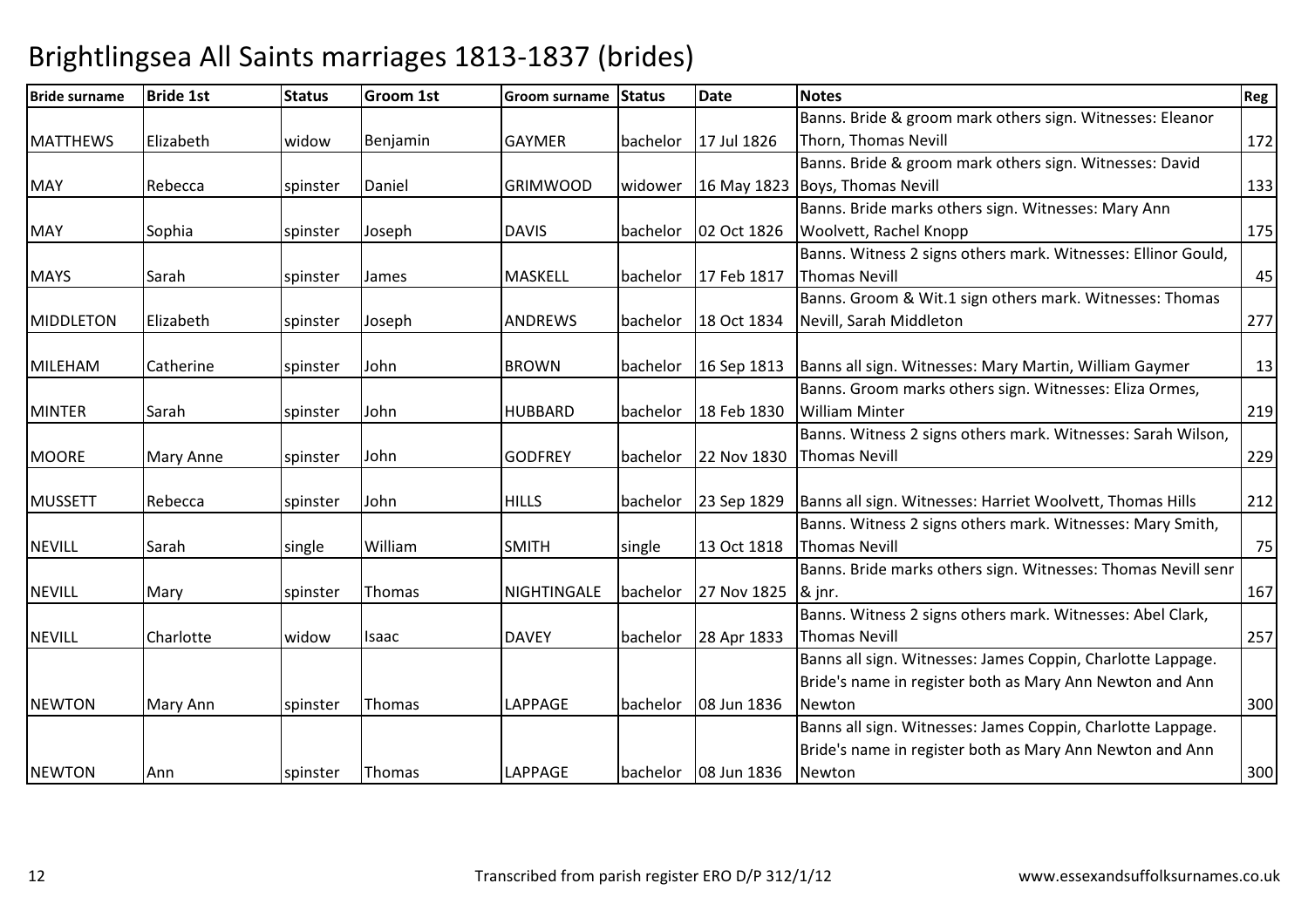# Brightlingsea All Saints marriages 1813-1837 (brides)

| Bride surname | Bride 1st | Status | Groom 1st | Groom surname | Status | Date | Notes | Reg |
|---|---|---|---|---|---|---|---|---|
| MATTHEWS | Elizabeth | widow | Benjamin | GAYMER | bachelor | 17 Jul 1826 | Banns. Bride & groom mark others sign. Witnesses: Eleanor Thorn, Thomas Nevill | 172 |
| MAY | Rebecca | spinster | Daniel | GRIMWOOD | widower | 16 May 1823 | Banns. Bride & groom mark others sign. Witnesses: David Boys, Thomas Nevill | 133 |
| MAY | Sophia | spinster | Joseph | DAVIS | bachelor | 02 Oct 1826 | Banns. Bride marks others sign. Witnesses: Mary Ann Woolvett, Rachel Knopp | 175 |
| MAYS | Sarah | spinster | James | MASKELL | bachelor | 17 Feb 1817 | Banns. Witness 2 signs others mark. Witnesses: Ellinor Gould, Thomas Nevill | 45 |
| MIDDLETON | Elizabeth | spinster | Joseph | ANDREWS | bachelor | 18 Oct 1834 | Banns. Groom & Wit.1 sign others mark. Witnesses: Thomas Nevill, Sarah Middleton | 277 |
| MILEHAM | Catherine | spinster | John | BROWN | bachelor | 16 Sep 1813 | Banns all sign. Witnesses: Mary Martin, William Gaymer | 13 |
| MINTER | Sarah | spinster | John | HUBBARD | bachelor | 18 Feb 1830 | Banns. Groom marks others sign. Witnesses: Eliza Ormes, William Minter | 219 |
| MOORE | Mary Anne | spinster | John | GODFREY | bachelor | 22 Nov 1830 | Banns. Witness 2 signs others mark. Witnesses: Sarah Wilson, Thomas Nevill | 229 |
| MUSSETT | Rebecca | spinster | John | HILLS | bachelor | 23 Sep 1829 | Banns all sign. Witnesses: Harriet Woolvett, Thomas Hills | 212 |
| NEVILL | Sarah | single | William | SMITH | single | 13 Oct 1818 | Banns. Witness 2 signs others mark. Witnesses: Mary Smith, Thomas Nevill | 75 |
| NEVILL | Mary | spinster | Thomas | NIGHTINGALE | bachelor | 27 Nov 1825 | Banns. Bride marks others sign. Witnesses: Thomas Nevill senr & jnr. | 167 |
| NEVILL | Charlotte | widow | Isaac | DAVEY | bachelor | 28 Apr 1833 | Banns. Witness 2 signs others mark. Witnesses: Abel Clark, Thomas Nevill | 257 |
| NEWTON | Mary Ann | spinster | Thomas | LAPPAGE | bachelor | 08 Jun 1836 | Banns all sign. Witnesses: James Coppin, Charlotte Lappage. Bride's name in register both as Mary Ann Newton and Ann Newton | 300 |
| NEWTON | Ann | spinster | Thomas | LAPPAGE | bachelor | 08 Jun 1836 | Banns all sign. Witnesses: James Coppin, Charlotte Lappage. Bride's name in register both as Mary Ann Newton and Ann Newton | 300 |

Transcribed from parish register ERO D/P 312/1/12 www.essexandsuffolksurnames.co.uk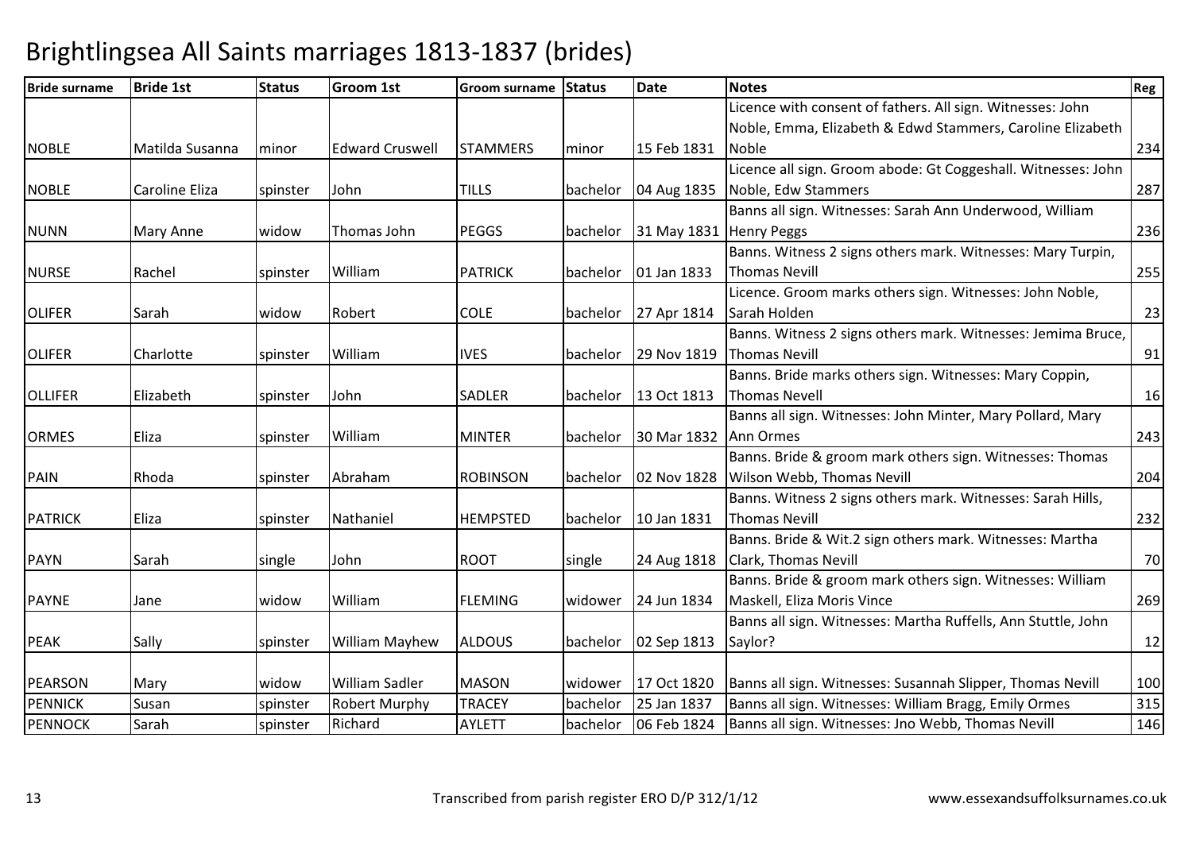# Brightlingsea All Saints marriages 1813-1837 (brides)

| Bride surname | Bride 1st | Status | Groom 1st | Groom surname | Status | Date | Notes | Reg |
|---|---|---|---|---|---|---|---|---|
| NOBLE | Matilda Susanna | minor | Edward Cruswell | STAMMERS | minor | 15 Feb 1831 | Licence with consent of fathers. All sign. Witnesses: John Noble, Emma, Elizabeth & Edwd Stammers, Caroline Elizabeth Noble | 234 |
| NOBLE | Caroline Eliza | spinster | John | TILLS | bachelor | 04 Aug 1835 | Licence all sign. Groom abode: Gt Coggeshall. Witnesses: John Noble, Edw Stammers | 287 |
| NUNN | Mary Anne | widow | Thomas John | PEGGS | bachelor | 31 May 1831 | Banns all sign. Witnesses: Sarah Ann Underwood, William Henry Peggs | 236 |
| NURSE | Rachel | spinster | William | PATRICK | bachelor | 01 Jan 1833 | Banns. Witness 2 signs others mark. Witnesses: Mary Turpin, Thomas Nevill | 255 |
| OLIFER | Sarah | widow | Robert | COLE | bachelor | 27 Apr 1814 | Licence. Groom marks others sign. Witnesses: John Noble, Sarah Holden | 23 |
| OLIFER | Charlotte | spinster | William | IVES | bachelor | 29 Nov 1819 | Banns. Witness 2 signs others mark. Witnesses: Jemima Bruce, Thomas Nevill | 91 |
| OLLIFER | Elizabeth | spinster | John | SADLER | bachelor | 13 Oct 1813 | Banns. Bride marks others sign. Witnesses: Mary Coppin, Thomas Nevell | 16 |
| ORMES | Eliza | spinster | William | MINTER | bachelor | 30 Mar 1832 | Banns all sign. Witnesses: John Minter, Mary Pollard, Mary Ann Ormes | 243 |
| PAIN | Rhoda | spinster | Abraham | ROBINSON | bachelor | 02 Nov 1828 | Banns. Bride & groom mark others sign. Witnesses: Thomas Wilson Webb, Thomas Nevill | 204 |
| PATRICK | Eliza | spinster | Nathaniel | HEMPSTED | bachelor | 10 Jan 1831 | Banns. Witness 2 signs others mark. Witnesses: Sarah Hills, Thomas Nevill | 232 |
| PAYN | Sarah | single | John | ROOT | single | 24 Aug 1818 | Banns. Bride & Wit.2 sign others mark. Witnesses: Martha Clark, Thomas Nevill | 70 |
| PAYNE | Jane | widow | William | FLEMING | widower | 24 Jun 1834 | Banns. Bride & groom mark others sign. Witnesses: William Maskell, Eliza Moris Vince | 269 |
| PEAK | Sally | spinster | William Mayhew | ALDOUS | bachelor | 02 Sep 1813 | Banns all sign. Witnesses: Martha Ruffells, Ann Stuttle, John Saylor? | 12 |
| PEARSON | Mary | widow | William Sadler | MASON | widower | 17 Oct 1820 | Banns all sign. Witnesses: Susannah Slipper, Thomas Nevill | 100 |
| PENNICK | Susan | spinster | Robert Murphy | TRACEY | bachelor | 25 Jan 1837 | Banns all sign. Witnesses: William Bragg, Emily Ormes | 315 |
| PENNOCK | Sarah | spinster | Richard | AYLETT | bachelor | 06 Feb 1824 | Banns all sign. Witnesses: Jno Webb, Thomas Nevill | 146 |

Transcribed from parish register ERO D/P 312/1/12 www.essexandsuffolksurnames.co.uk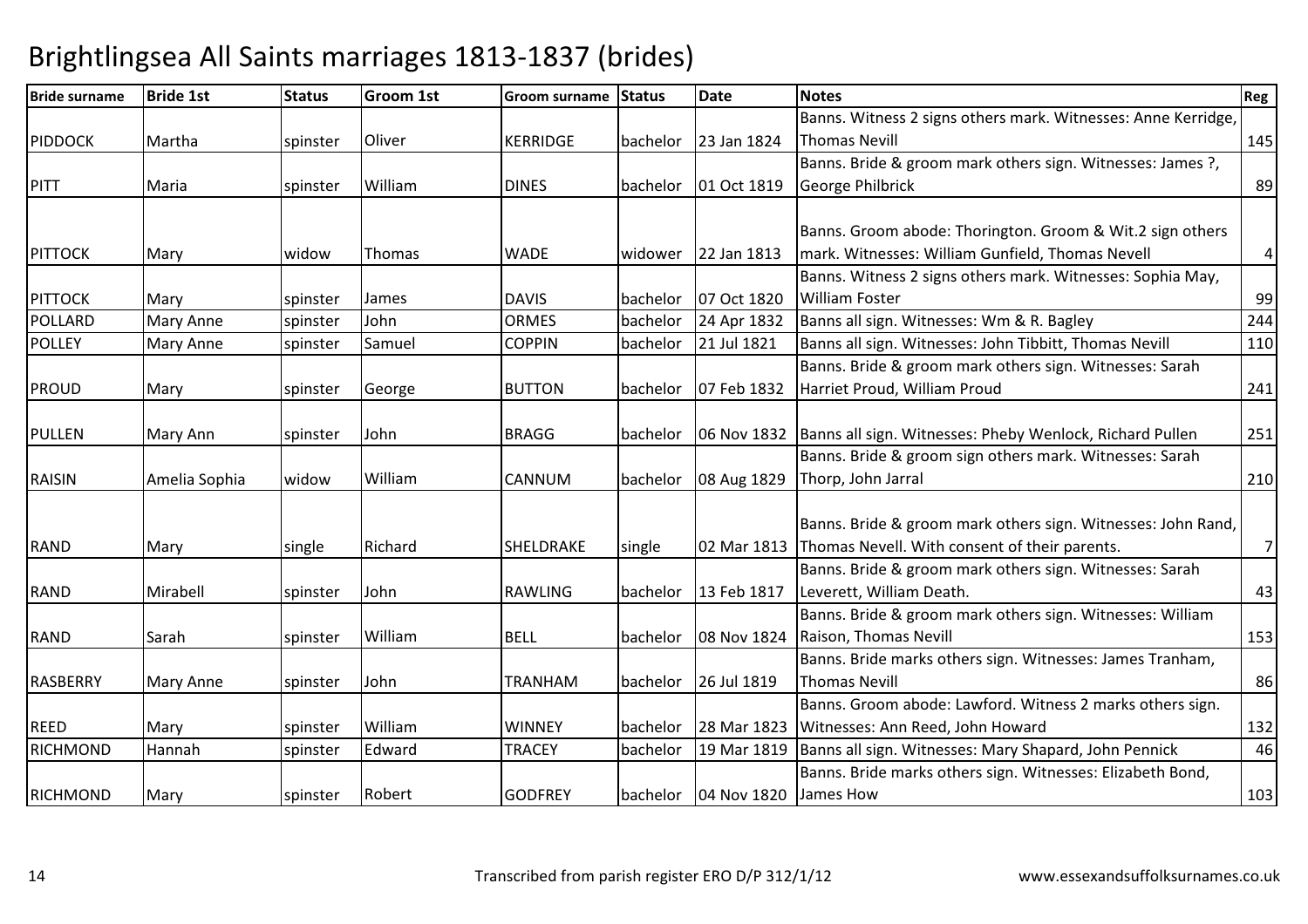# Brightlingsea All Saints marriages 1813-1837 (brides)

| Bride surname | Bride 1st | Status | Groom 1st | Groom surname | Status | Date | Notes | Reg |
|---|---|---|---|---|---|---|---|---|
| PIDDOCK | Martha | spinster | Oliver | KERRIDGE | bachelor | 23 Jan 1824 | Banns. Witness 2 signs others mark. Witnesses: Anne Kerridge, Thomas Nevill | 145 |
| PITT | Maria | spinster | William | DINES | bachelor | 01 Oct 1819 | Banns. Bride & groom mark others sign. Witnesses: James ?, George Philbrick | 89 |
| PITTOCK | Mary | widow | Thomas | WADE | widower | 22 Jan 1813 | Banns. Groom abode: Thorington. Groom & Wit.2 sign others mark. Witnesses: William Gunfield, Thomas Nevell | 4 |
| PITTOCK | Mary | spinster | James | DAVIS | bachelor | 07 Oct 1820 | Banns. Witness 2 signs others mark. Witnesses: Sophia May, William Foster | 99 |
| POLLARD | Mary Anne | spinster | John | ORMES | bachelor | 24 Apr 1832 | Banns all sign. Witnesses: Wm & R. Bagley | 244 |
| POLLEY | Mary Anne | spinster | Samuel | COPPIN | bachelor | 21 Jul 1821 | Banns all sign. Witnesses: John Tibbitt, Thomas Nevill | 110 |
| PROUD | Mary | spinster | George | BUTTON | bachelor | 07 Feb 1832 | Banns. Bride & groom mark others sign. Witnesses: Sarah Harriet Proud, William Proud | 241 |
| PULLEN | Mary Ann | spinster | John | BRAGG | bachelor | 06 Nov 1832 | Banns all sign. Witnesses: Pheby Wenlock, Richard Pullen | 251 |
| RAISIN | Amelia Sophia | widow | William | CANNUM | bachelor | 08 Aug 1829 | Banns. Bride & groom sign others mark. Witnesses: Sarah Thorp, John Jarral | 210 |
| RAND | Mary | single | Richard | SHELDRAKE | single | 02 Mar 1813 | Banns. Bride & groom mark others sign. Witnesses: John Rand, Thomas Nevell. With consent of their parents. | 7 |
| RAND | Mirabell | spinster | John | RAWLING | bachelor | 13 Feb 1817 | Banns. Bride & groom mark others sign. Witnesses: Sarah Leverett, William Death. | 43 |
| RAND | Sarah | spinster | William | BELL | bachelor | 08 Nov 1824 | Banns. Bride & groom mark others sign. Witnesses: William Raison, Thomas Nevill | 153 |
| RASBERRY | Mary Anne | spinster | John | TRANHAM | bachelor | 26 Jul 1819 | Banns. Bride marks others sign. Witnesses: James Tranham, Thomas Nevill | 86 |
| REED | Mary | spinster | William | WINNEY | bachelor | 28 Mar 1823 | Banns. Groom abode: Lawford. Witness 2 marks others sign. Witnesses: Ann Reed, John Howard | 132 |
| RICHMOND | Hannah | spinster | Edward | TRACEY | bachelor | 19 Mar 1819 | Banns all sign. Witnesses: Mary Shapard, John Pennick | 46 |
| RICHMOND | Mary | spinster | Robert | GODFREY | bachelor | 04 Nov 1820 | Banns. Bride marks others sign. Witnesses: Elizabeth Bond, James How | 103 |

Transcribed from parish register ERO D/P 312/1/12 www.essexandsuffolksurnames.co.uk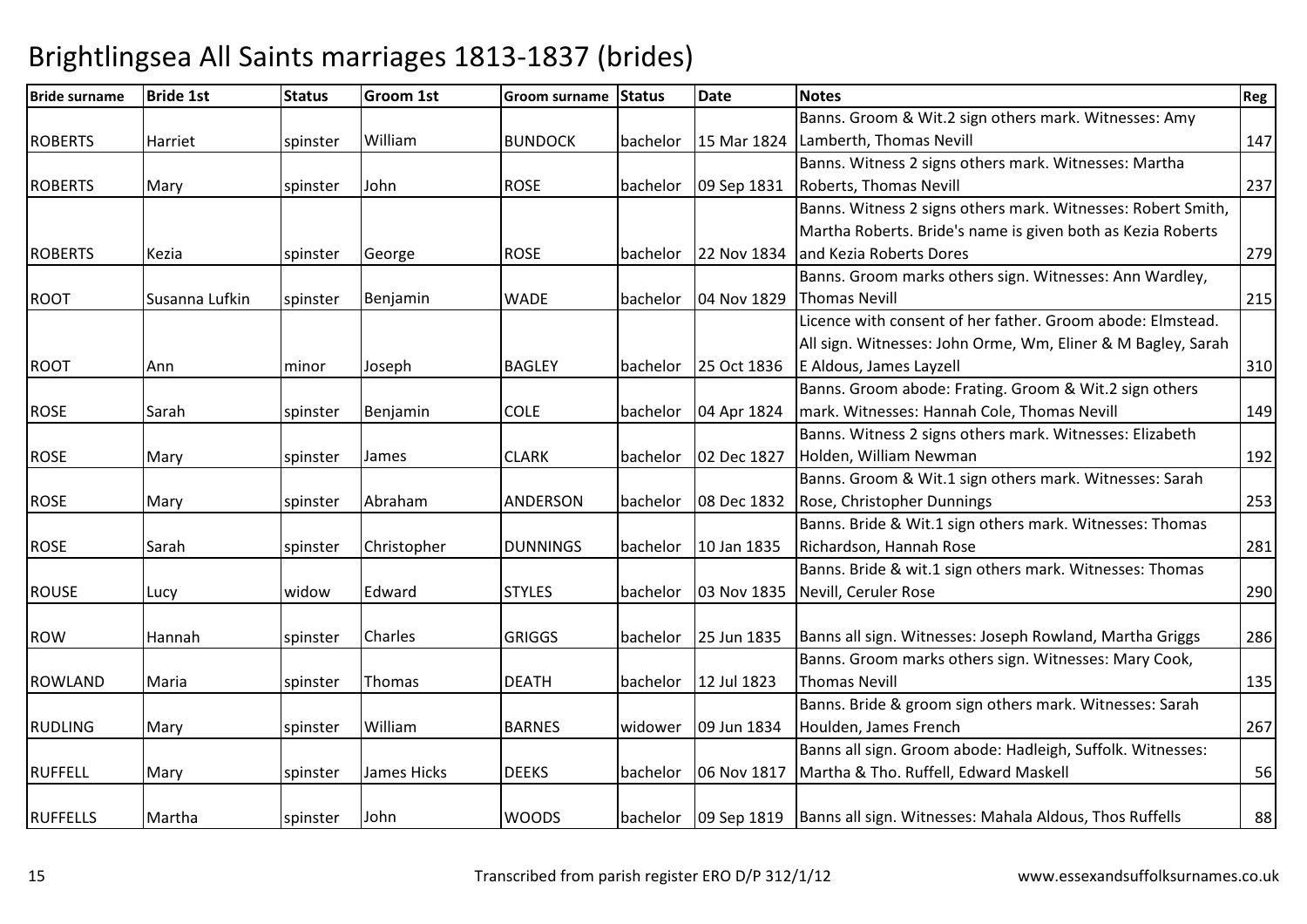# Brightlingsea All Saints marriages 1813-1837 (brides)

| Bride surname | Bride 1st | Status | Groom 1st | Groom surname | Status | Date | Notes | Reg |
|---|---|---|---|---|---|---|---|---|
| ROBERTS | Harriet | spinster | William | BUNDOCK | bachelor | 15 Mar 1824 | Banns. Groom & Wit.2 sign others mark. Witnesses: Amy Lamberth, Thomas Nevill | 147 |
| ROBERTS | Mary | spinster | John | ROSE | bachelor | 09 Sep 1831 | Banns. Witness 2 signs others mark. Witnesses: Martha Roberts, Thomas Nevill | 237 |
| ROBERTS | Kezia | spinster | George | ROSE | bachelor | 22 Nov 1834 | Banns. Witness 2 signs others mark. Witnesses: Robert Smith, Martha Roberts. Bride's name is given both as Kezia Roberts and Kezia Roberts Dores | 279 |
| ROOT | Susanna Lufkin | spinster | Benjamin | WADE | bachelor | 04 Nov 1829 | Banns. Groom marks others sign. Witnesses: Ann Wardley, Thomas Nevill | 215 |
| ROOT | Ann | minor | Joseph | BAGLEY | bachelor | 25 Oct 1836 | Licence with consent of her father. Groom abode: Elmstead. All sign. Witnesses: John Orme, Wm, Eliner & M Bagley, Sarah E Aldous, James Layzell | 310 |
| ROSE | Sarah | spinster | Benjamin | COLE | bachelor | 04 Apr 1824 | Banns. Groom abode: Frating. Groom & Wit.2 sign others mark. Witnesses: Hannah Cole, Thomas Nevill | 149 |
| ROSE | Mary | spinster | James | CLARK | bachelor | 02 Dec 1827 | Banns. Witness 2 signs others mark. Witnesses: Elizabeth Holden, William Newman | 192 |
| ROSE | Mary | spinster | Abraham | ANDERSON | bachelor | 08 Dec 1832 | Banns. Groom & Wit.1 sign others mark. Witnesses: Sarah Rose, Christopher Dunnings | 253 |
| ROSE | Sarah | spinster | Christopher | DUNNINGS | bachelor | 10 Jan 1835 | Banns. Bride & Wit.1 sign others mark. Witnesses: Thomas Richardson, Hannah Rose | 281 |
| ROUSE | Lucy | widow | Edward | STYLES | bachelor | 03 Nov 1835 | Banns. Bride & wit.1 sign others mark. Witnesses: Thomas Nevill, Ceruler Rose | 290 |
| ROW | Hannah | spinster | Charles | GRIGGS | bachelor | 25 Jun 1835 | Banns all sign. Witnesses: Joseph Rowland, Martha Griggs | 286 |
| ROWLAND | Maria | spinster | Thomas | DEATH | bachelor | 12 Jul 1823 | Banns. Groom marks others sign. Witnesses: Mary Cook, Thomas Nevill | 135 |
| RUDLING | Mary | spinster | William | BARNES | widower | 09 Jun 1834 | Banns. Bride & groom sign others mark. Witnesses: Sarah Houlden, James French | 267 |
| RUFFELL | Mary | spinster | James Hicks | DEEKS | bachelor | 06 Nov 1817 | Banns all sign. Groom abode: Hadleigh, Suffolk. Witnesses: Martha & Tho. Ruffell, Edward Maskell | 56 |
| RUFFELLS | Martha | spinster | John | WOODS | bachelor | 09 Sep 1819 | Banns all sign. Witnesses: Mahala Aldous, Thos Ruffells | 88 |

Transcribed from parish register ERO D/P 312/1/12 www.essexandsuffolksurnames.co.uk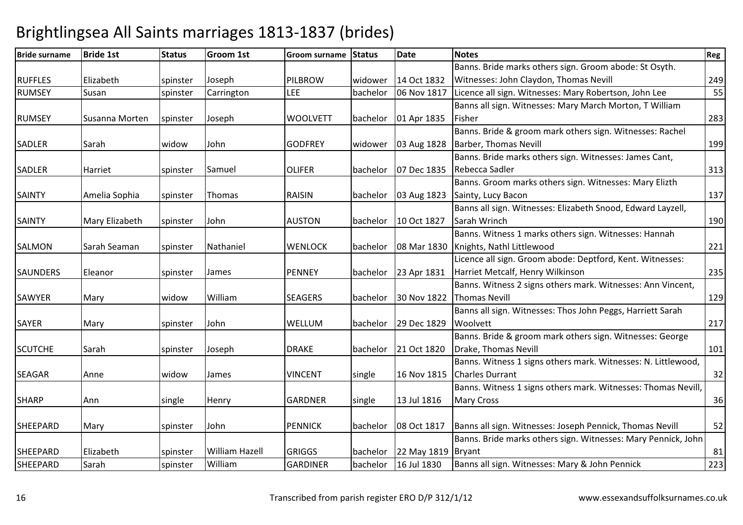# Brightlingsea All Saints marriages 1813-1837 (brides)

| Bride surname | Bride 1st | Status | Groom 1st | Groom surname | Status | Date | Notes | Reg |
|---|---|---|---|---|---|---|---|---|
| RUFFLES | Elizabeth | spinster | Joseph | PILBROW | widower | 14 Oct 1832 | Banns. Bride marks others sign. Groom abode: St Osyth. Witnesses: John Claydon, Thomas Nevill | 249 |
| RUMSEY | Susan | spinster | Carrington | LEE | bachelor | 06 Nov 1817 | Licence all sign. Witnesses: Mary Robertson, John Lee | 55 |
| RUMSEY | Susanna Morten | spinster | Joseph | WOOLVETT | bachelor | 01 Apr 1835 | Banns all sign. Witnesses: Mary March Morton, T William Fisher | 283 |
| SADLER | Sarah | widow | John | GODFREY | widower | 03 Aug 1828 | Banns. Bride & groom mark others sign. Witnesses: Rachel Barber, Thomas Nevill | 199 |
| SADLER | Harriet | spinster | Samuel | OLIFER | bachelor | 07 Dec 1835 | Banns. Bride marks others sign. Witnesses: James Cant, Rebecca Sadler | 313 |
| SAINTY | Amelia Sophia | spinster | Thomas | RAISIN | bachelor | 03 Aug 1823 | Banns. Groom marks others sign. Witnesses: Mary Elizth Sainty, Lucy Bacon | 137 |
| SAINTY | Mary Elizabeth | spinster | John | AUSTON | bachelor | 10 Oct 1827 | Banns all sign. Witnesses: Elizabeth Snood, Edward Layzell, Sarah Wrinch | 190 |
| SALMON | Sarah Seaman | spinster | Nathaniel | WENLOCK | bachelor | 08 Mar 1830 | Banns. Witness 1 marks others sign. Witnesses: Hannah Knights, Nathl Littlewood | 221 |
| SAUNDERS | Eleanor | spinster | James | PENNEY | bachelor | 23 Apr 1831 | Licence all sign. Groom abode: Deptford, Kent. Witnesses: Harriet Metcalf, Henry Wilkinson | 235 |
| SAWYER | Mary | widow | William | SEAGERS | bachelor | 30 Nov 1822 | Banns. Witness 2 signs others mark. Witnesses: Ann Vincent, Thomas Nevill | 129 |
| SAYER | Mary | spinster | John | WELLUM | bachelor | 29 Dec 1829 | Banns all sign. Witnesses: Thos John Peggs, Harriett Sarah Woolvett | 217 |
| SCUTCHE | Sarah | spinster | Joseph | DRAKE | bachelor | 21 Oct 1820 | Banns. Bride & groom mark others sign. Witnesses: George Drake, Thomas Nevill | 101 |
| SEAGAR | Anne | widow | James | VINCENT | single | 16 Nov 1815 | Banns. Witness 1 signs others mark. Witnesses: N. Littlewood, Charles Durrant | 32 |
| SHARP | Ann | single | Henry | GARDNER | single | 13 Jul 1816 | Banns. Witness 1 signs others mark. Witnesses: Thomas Nevill, Mary Cross | 36 |
| SHEEPARD | Mary | spinster | John | PENNICK | bachelor | 08 Oct 1817 | Banns all sign. Witnesses: Joseph Pennick, Thomas Nevill | 52 |
| SHEEPARD | Elizabeth | spinster | William Hazell | GRIGGS | bachelor | 22 May 1819 | Banns. Bride marks others sign. Witnesses: Mary Pennick, John Bryant | 81 |
| SHEEPARD | Sarah | spinster | William | GARDINER | bachelor | 16 Jul 1830 | Banns all sign. Witnesses: Mary & John Pennick | 223 |

Transcribed from parish register ERO D/P 312/1/12

www.essexandsuffolksurnames.co.uk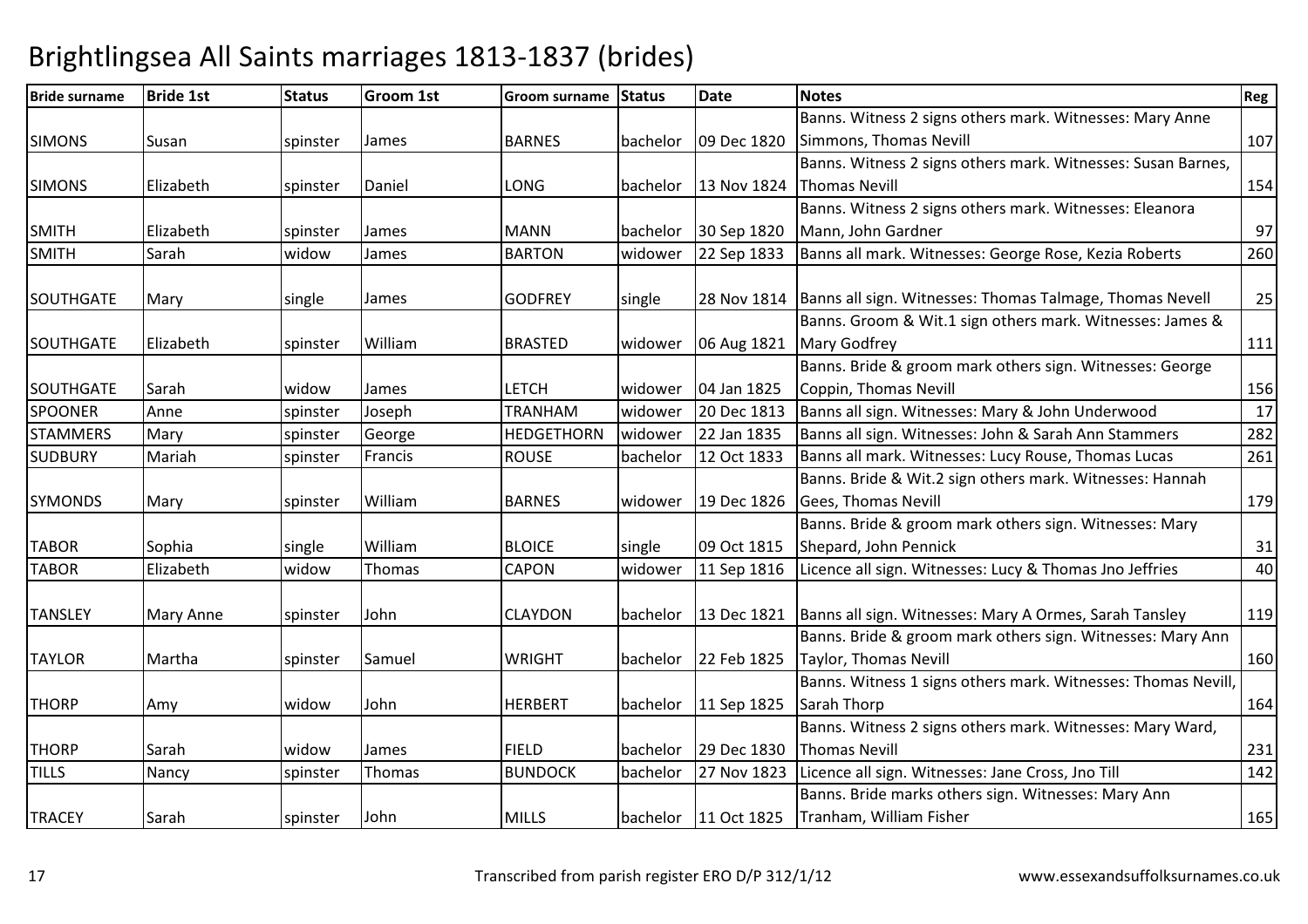# Brightlingsea All Saints marriages 1813-1837 (brides)

| Bride surname | Bride 1st | Status | Groom 1st | Groom surname | Status | Date | Notes | Reg |
|---|---|---|---|---|---|---|---|---|
| SIMONS | Susan | spinster | James | BARNES | bachelor | 09 Dec 1820 | Banns. Witness 2 signs others mark. Witnesses: Mary Anne Simmons, Thomas Nevill | 107 |
| SIMONS | Elizabeth | spinster | Daniel | LONG | bachelor | 13 Nov 1824 | Banns. Witness 2 signs others mark. Witnesses: Susan Barnes, Thomas Nevill | 154 |
| SMITH | Elizabeth | spinster | James | MANN | bachelor | 30 Sep 1820 | Banns. Witness 2 signs others mark. Witnesses: Eleanora Mann, John Gardner | 97 |
| SMITH | Sarah | widow | James | BARTON | widower | 22 Sep 1833 | Banns all mark. Witnesses: George Rose, Kezia Roberts | 260 |
| SOUTHGATE | Mary | single | James | GODFREY | single | 28 Nov 1814 | Banns all sign. Witnesses: Thomas Talmage, Thomas Nevell | 25 |
| SOUTHGATE | Elizabeth | spinster | William | BRASTED | widower | 06 Aug 1821 | Banns. Groom & Wit.1 sign others mark. Witnesses: James & Mary Godfrey | 111 |
| SOUTHGATE | Sarah | widow | James | LETCH | widower | 04 Jan 1825 | Banns. Bride & groom mark others sign. Witnesses: George Coppin, Thomas Nevill | 156 |
| SPOONER | Anne | spinster | Joseph | TRANHAM | widower | 20 Dec 1813 | Banns all sign. Witnesses: Mary & John Underwood | 17 |
| STAMMERS | Mary | spinster | George | HEDGETHORN | widower | 22 Jan 1835 | Banns all sign. Witnesses: John & Sarah Ann Stammers | 282 |
| SUDBURY | Mariah | spinster | Francis | ROUSE | bachelor | 12 Oct 1833 | Banns all mark. Witnesses: Lucy Rouse, Thomas Lucas | 261 |
| SYMONDS | Mary | spinster | William | BARNES | widower | 19 Dec 1826 | Banns. Bride & Wit.2 sign others mark. Witnesses: Hannah Gees, Thomas Nevill | 179 |
| TABOR | Sophia | single | William | BLOICE | single | 09 Oct 1815 | Banns. Bride & groom mark others sign. Witnesses: Mary Shepard, John Pennick | 31 |
| TABOR | Elizabeth | widow | Thomas | CAPON | widower | 11 Sep 1816 | Licence all sign. Witnesses: Lucy & Thomas Jno Jeffries | 40 |
| TANSLEY | Mary Anne | spinster | John | CLAYDON | bachelor | 13 Dec 1821 | Banns all sign. Witnesses: Mary A Ormes, Sarah Tansley | 119 |
| TAYLOR | Martha | spinster | Samuel | WRIGHT | bachelor | 22 Feb 1825 | Banns. Bride & groom mark others sign. Witnesses: Mary Ann Taylor, Thomas Nevill | 160 |
| THORP | Amy | widow | John | HERBERT | bachelor | 11 Sep 1825 | Banns. Witness 1 signs others mark. Witnesses: Thomas Nevill, Sarah Thorp | 164 |
| THORP | Sarah | widow | James | FIELD | bachelor | 29 Dec 1830 | Banns. Witness 2 signs others mark. Witnesses: Mary Ward, Thomas Nevill | 231 |
| TILLS | Nancy | spinster | Thomas | BUNDOCK | bachelor | 27 Nov 1823 | Licence all sign. Witnesses: Jane Cross, Jno Till | 142 |
| TRACEY | Sarah | spinster | John | MILLS | bachelor | 11 Oct 1825 | Banns. Bride marks others sign. Witnesses: Mary Ann Tranham, William Fisher | 165 |

Transcribed from parish register ERO D/P 312/1/12 www.essexandsuffolksurnames.co.uk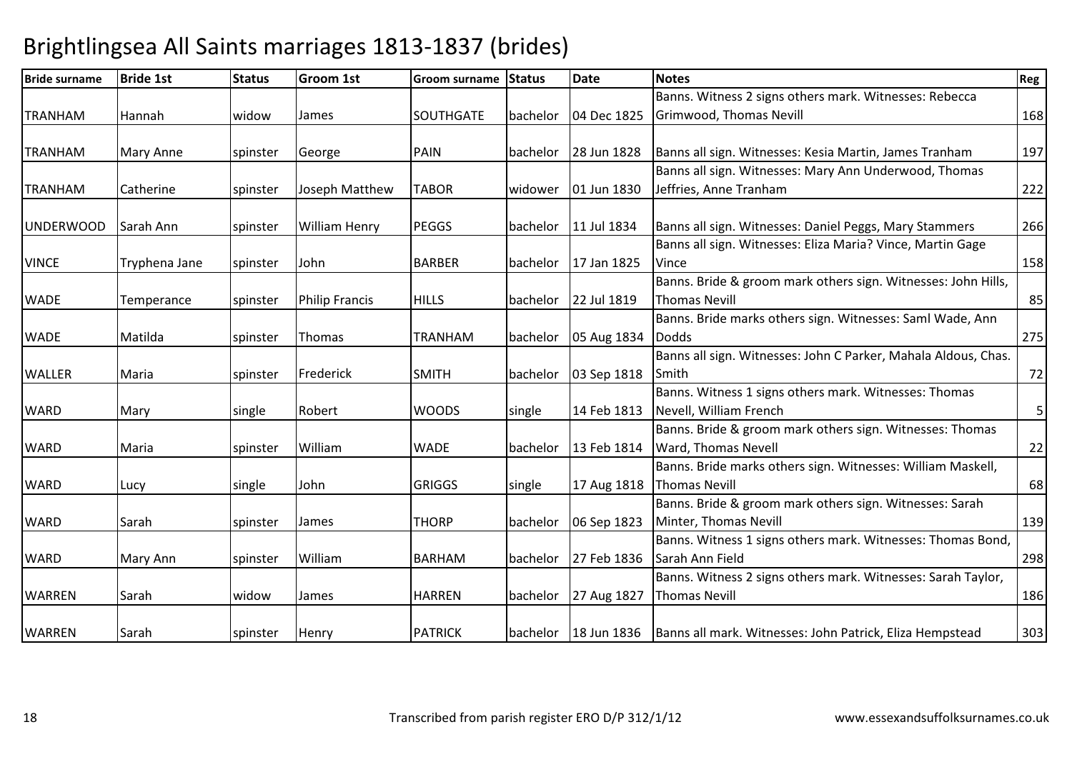# Brightlingsea All Saints marriages 1813-1837 (brides)

| Bride surname | Bride 1st | Status | Groom 1st | Groom surname | Status | Date | Notes | Reg |
|---|---|---|---|---|---|---|---|---|
| TRANHAM | Hannah | widow | James | SOUTHGATE | bachelor | 04 Dec 1825 | Banns. Witness 2 signs others mark. Witnesses: Rebecca Grimwood, Thomas Nevill | 168 |
| TRANHAM | Mary Anne | spinster | George | PAIN | bachelor | 28 Jun 1828 | Banns all sign. Witnesses: Kesia Martin, James Tranham | 197 |
| TRANHAM | Catherine | spinster | Joseph Matthew | TABOR | widower | 01 Jun 1830 | Banns all sign. Witnesses: Mary Ann Underwood, Thomas Jeffries, Anne Tranham | 222 |
| UNDERWOOD | Sarah Ann | spinster | William Henry | PEGGS | bachelor | 11 Jul 1834 | Banns all sign. Witnesses: Daniel Peggs, Mary Stammers | 266 |
| VINCE | Tryphena Jane | spinster | John | BARBER | bachelor | 17 Jan 1825 | Banns all sign. Witnesses: Eliza Maria? Vince, Martin Gage Vince | 158 |
| WADE | Temperance | spinster | Philip Francis | HILLS | bachelor | 22 Jul 1819 | Banns. Bride & groom mark others sign. Witnesses: John Hills, Thomas Nevill | 85 |
| WADE | Matilda | spinster | Thomas | TRANHAM | bachelor | 05 Aug 1834 | Banns. Bride marks others sign. Witnesses: Saml Wade, Ann Dodds | 275 |
| WALLER | Maria | spinster | Frederick | SMITH | bachelor | 03 Sep 1818 | Banns all sign. Witnesses: John C Parker, Mahala Aldous, Chas. Smith | 72 |
| WARD | Mary | single | Robert | WOODS | single | 14 Feb 1813 | Banns. Witness 1 signs others mark. Witnesses: Thomas Nevell, William French | 5 |
| WARD | Maria | spinster | William | WADE | bachelor | 13 Feb 1814 | Banns. Bride & groom mark others sign. Witnesses: Thomas Ward, Thomas Nevell | 22 |
| WARD | Lucy | single | John | GRIGGS | single | 17 Aug 1818 | Banns. Bride marks others sign. Witnesses: William Maskell, Thomas Nevill | 68 |
| WARD | Sarah | spinster | James | THORP | bachelor | 06 Sep 1823 | Banns. Bride & groom mark others sign. Witnesses: Sarah Minter, Thomas Nevill | 139 |
| WARD | Mary Ann | spinster | William | BARHAM | bachelor | 27 Feb 1836 | Banns. Witness 1 signs others mark. Witnesses: Thomas Bond, Sarah Ann Field | 298 |
| WARREN | Sarah | widow | James | HARREN | bachelor | 27 Aug 1827 | Banns. Witness 2 signs others mark. Witnesses: Sarah Taylor, Thomas Nevill | 186 |
| WARREN | Sarah | spinster | Henry | PATRICK | bachelor | 18 Jun 1836 | Banns all mark. Witnesses: John Patrick, Eliza Hempstead | 303 |

Transcribed from parish register ERO D/P 312/1/12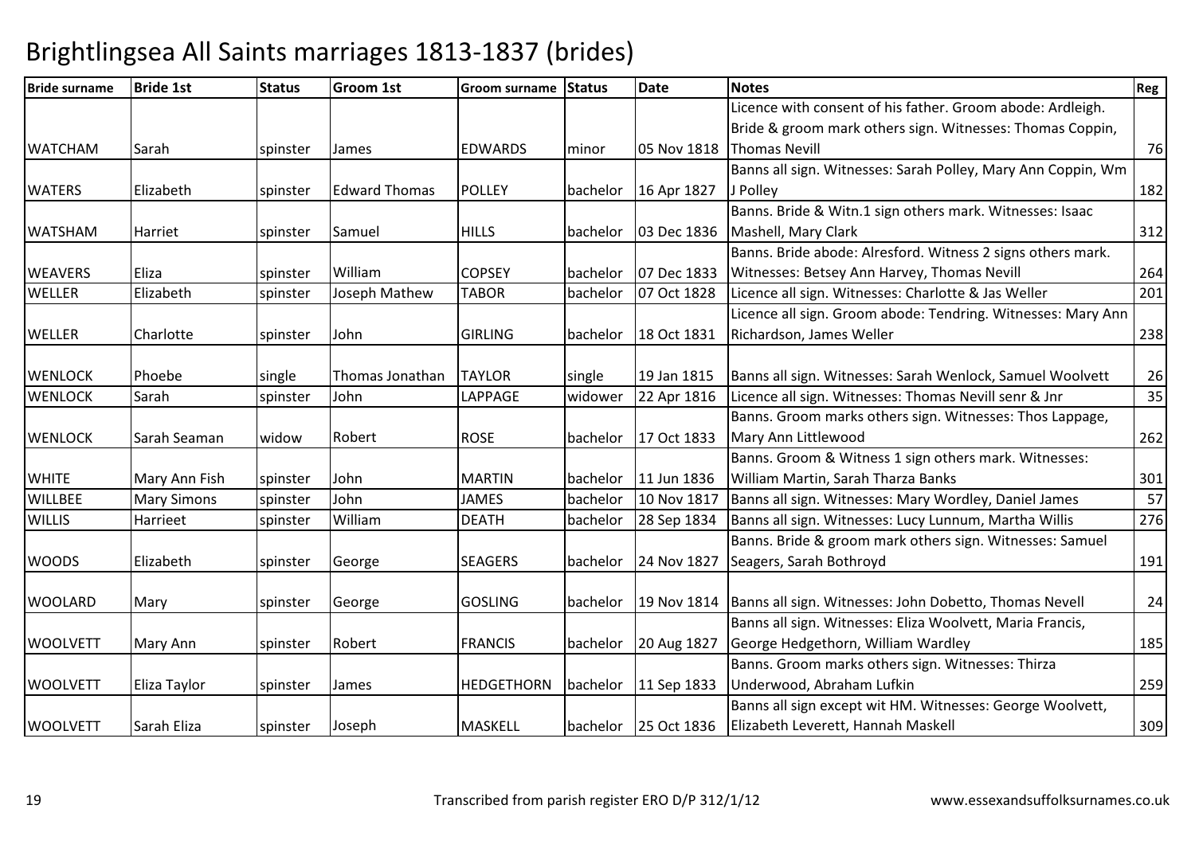# Brightlingsea All Saints marriages 1813-1837 (brides)

| Bride surname | Bride 1st | Status | Groom 1st | Groom surname | Status | Date | Notes | Reg |
|---|---|---|---|---|---|---|---|---|
| WATCHAM | Sarah | spinster | James | EDWARDS | minor | 05 Nov 1818 | Licence with consent of his father. Groom abode: Ardleigh. Bride & groom mark others sign. Witnesses: Thomas Coppin, Thomas Nevill | 76 |
| WATERS | Elizabeth | spinster | Edward Thomas | POLLEY | bachelor | 16 Apr 1827 | Banns all sign. Witnesses: Sarah Polley, Mary Ann Coppin, Wm J Polley | 182 |
| WATSHAM | Harriet | spinster | Samuel | HILLS | bachelor | 03 Dec 1836 | Banns. Bride & Witn.1 sign others mark. Witnesses: Isaac Mashell, Mary Clark | 312 |
| WEAVERS | Eliza | spinster | William | COPSEY | bachelor | 07 Dec 1833 | Banns. Bride abode: Alresford. Witness 2 signs others mark. Witnesses: Betsey Ann Harvey, Thomas Nevill | 264 |
| WELLER | Elizabeth | spinster | Joseph Mathew | TABOR | bachelor | 07 Oct 1828 | Licence all sign. Witnesses: Charlotte & Jas Weller | 201 |
| WELLER | Charlotte | spinster | John | GIRLING | bachelor | 18 Oct 1831 | Licence all sign. Groom abode: Tendring. Witnesses: Mary Ann Richardson, James Weller | 238 |
| WENLOCK | Phoebe | single | Thomas Jonathan | TAYLOR | single | 19 Jan 1815 | Banns all sign. Witnesses: Sarah Wenlock, Samuel Woolvett | 26 |
| WENLOCK | Sarah | spinster | John | LAPPAGE | widower | 22 Apr 1816 | Licence all sign. Witnesses: Thomas Nevill senr & Jnr | 35 |
| WENLOCK | Sarah Seaman | widow | Robert | ROSE | bachelor | 17 Oct 1833 | Banns. Groom marks others sign. Witnesses: Thos Lappage, Mary Ann Littlewood | 262 |
| WHITE | Mary Ann Fish | spinster | John | MARTIN | bachelor | 11 Jun 1836 | Banns. Groom & Witness 1 sign others mark. Witnesses: William Martin, Sarah Tharza Banks | 301 |
| WILLBEE | Mary Simons | spinster | John | JAMES | bachelor | 10 Nov 1817 | Banns all sign. Witnesses: Mary Wordley, Daniel James | 57 |
| WILLIS | Harrieet | spinster | William | DEATH | bachelor | 28 Sep 1834 | Banns all sign. Witnesses: Lucy Lunnum, Martha Willis | 276 |
| WOODS | Elizabeth | spinster | George | SEAGERS | bachelor | 24 Nov 1827 | Banns. Bride & groom mark others sign. Witnesses: Samuel Seagers, Sarah Bothroyd | 191 |
| WOOLARD | Mary | spinster | George | GOSLING | bachelor | 19 Nov 1814 | Banns all sign. Witnesses: John Dobetto, Thomas Nevell | 24 |
| WOOLVETT | Mary Ann | spinster | Robert | FRANCIS | bachelor | 20 Aug 1827 | Banns all sign. Witnesses: Eliza Woolvett, Maria Francis, George Hedgethorn, William Wardley | 185 |
| WOOLVETT | Eliza Taylor | spinster | James | HEDGETHORN | bachelor | 11 Sep 1833 | Banns. Groom marks others sign. Witnesses: Thirza Underwood, Abraham Lufkin | 259 |
| WOOLVETT | Sarah Eliza | spinster | Joseph | MASKELL | bachelor | 25 Oct 1836 | Banns all sign except wit HM. Witnesses: George Woolvett, Elizabeth Leverett, Hannah Maskell | 309 |

Transcribed from parish register ERO D/P 312/1/12 www.essexandsuffolksurnames.co.uk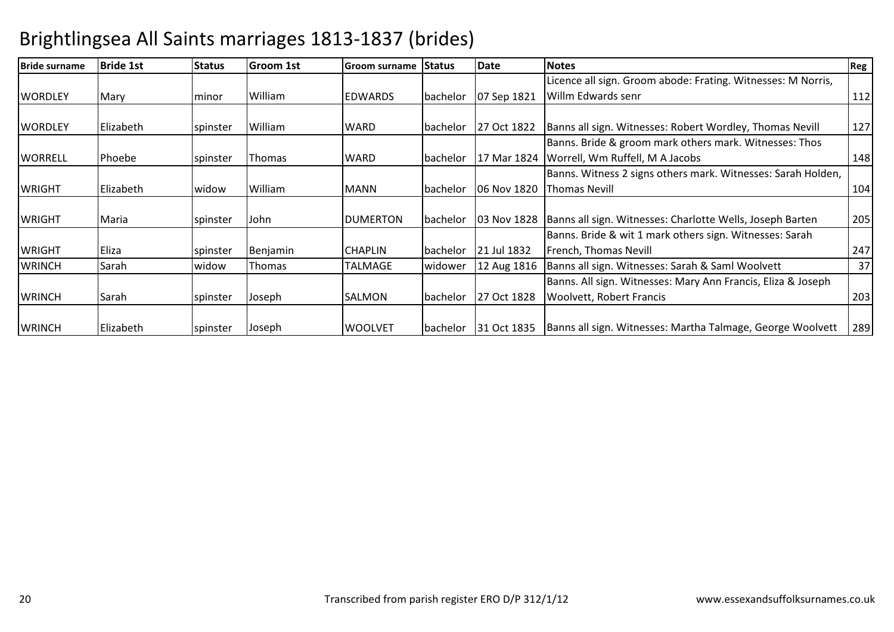# Brightlingsea All Saints marriages 1813-1837 (brides)

| Bride surname | Bride 1st | Status | Groom 1st | Groom surname | Status | Date | Notes | Reg |
|---|---|---|---|---|---|---|---|---|
| WORDLEY | Mary | minor | William | EDWARDS | bachelor | 07 Sep 1821 | Licence all sign. Groom abode: Frating. Witnesses: M Norris, Willm Edwards senr | 112 |
| WORDLEY | Elizabeth | spinster | William | WARD | bachelor | 27 Oct 1822 | Banns all sign. Witnesses: Robert Wordley, Thomas Nevill | 127 |
| WORRELL | Phoebe | spinster | Thomas | WARD | bachelor | 17 Mar 1824 | Banns. Bride & groom mark others mark. Witnesses: Thos Worrell, Wm Ruffell, M A Jacobs | 148 |
| WRIGHT | Elizabeth | widow | William | MANN | bachelor | 06 Nov 1820 | Banns. Witness 2 signs others mark. Witnesses: Sarah Holden, Thomas Nevill | 104 |
| WRIGHT | Maria | spinster | John | DUMERTON | bachelor | 03 Nov 1828 | Banns all sign. Witnesses: Charlotte Wells, Joseph Barten | 205 |
| WRIGHT | Eliza | spinster | Benjamin | CHAPLIN | bachelor | 21 Jul 1832 | Banns. Bride & wit 1 mark others sign. Witnesses: Sarah French, Thomas Nevill | 247 |
| WRINCH | Sarah | widow | Thomas | TALMAGE | widower | 12 Aug 1816 | Banns all sign. Witnesses: Sarah & Saml Woolvett | 37 |
| WRINCH | Sarah | spinster | Joseph | SALMON | bachelor | 27 Oct 1828 | Banns. All sign. Witnesses: Mary Ann Francis, Eliza & Joseph Woolvett, Robert Francis | 203 |
| WRINCH | Elizabeth | spinster | Joseph | WOOLVET | bachelor | 31 Oct 1835 | Banns all sign. Witnesses: Martha Talmage, George Woolvett | 289 |

Transcribed from parish register ERO D/P 312/1/12

www.essexandsuffolksurnames.co.uk